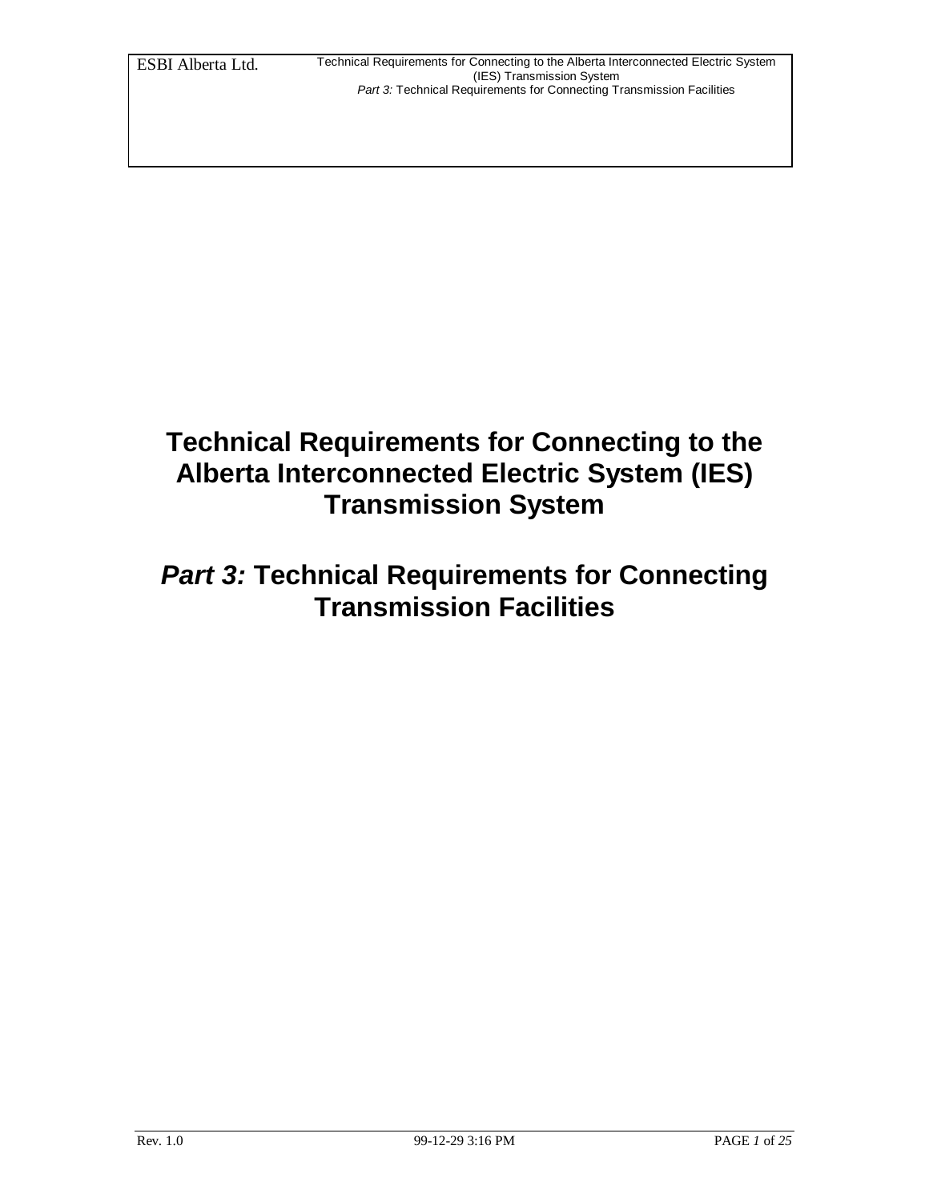# Technical Requirements for Connecting to the Alberta Interconnected Electric System (IES) Transmission System

## *Part 3:* Technical Requirements for Connecting Transmission Facilities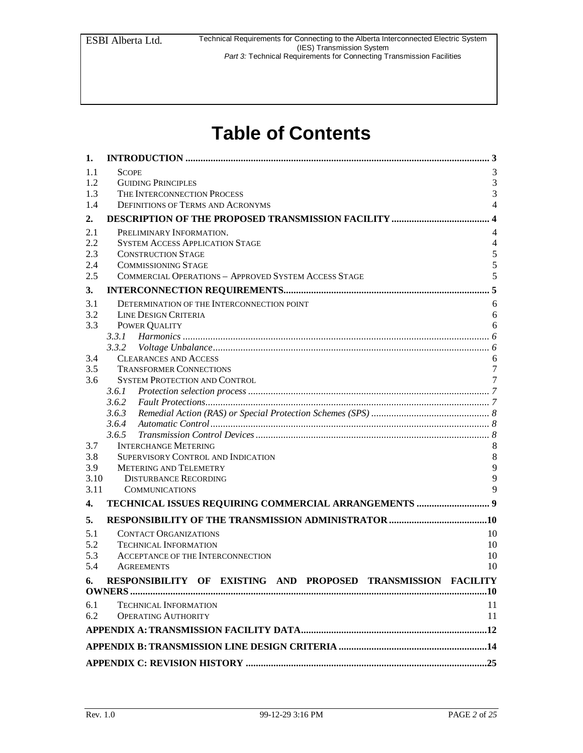# Table of Contents

**1. INTRODUCTION** ........ 3

- 1.1 SCOPE 3
- 1.2 GUIDING PRINCIPLES 3
- 1.3 THE INTERCONNECTION PROCESS 3
- 1.4 DEFINITIONS OF TERMS AND ACRONYMS 4

**2. DESCRIPTION OF THE PROPOSED TRANSMISSION FACILITY** ........ 4

- 2.1 PRELIMINARY INFORMATION. 4
- 2.2 SYSTEM ACCESS APPLICATION STAGE 4
- 2.3 CONSTRUCTION STAGE 5
- 2.4 COMMISSIONING STAGE 5
- 2.5 COMMERCIAL OPERATIONS – APPROVED SYSTEM ACCESS STAGE 5

**3. INTERCONNECTION REQUIREMENTS** ........ 5

- 3.1 DETERMINATION OF THE INTERCONNECTION POINT 6
- 3.2 LINE DESIGN CRITERIA 6
- 3.3 POWER QUALITY 6
  - *3.3.1 Harmonics* ........ *6*
  - *3.3.2 Voltage Unbalance* ........ *6*
- 3.4 CLEARANCES AND ACCESS 6
- 3.5 TRANSFORMER CONNECTIONS 7
- 3.6 SYSTEM PROTECTION AND CONTROL 7
  - *3.6.1 Protection selection process* ........ *7*
  - *3.6.2 Fault Protections* ........ *7*
  - *3.6.3 Remedial Action (RAS) or Special Protection Schemes (SPS)* ........ *8*
  - *3.6.4 Automatic Control* ........ *8*
  - *3.6.5 Transmission Control Devices* ........ *8*
- 3.7 INTERCHANGE METERING 8
- 3.8 SUPERVISORY CONTROL AND INDICATION 8
- 3.9 METERING AND TELEMETRY 9
- 3.10 DISTURBANCE RECORDING 9
- 3.11 COMMUNICATIONS 9

**4. TECHNICAL ISSUES REQUIRING COMMERCIAL ARRANGEMENTS** ........ 9

**5. RESPONSIBILITY OF THE TRANSMISSION ADMINISTRATOR** ........ 10

- 5.1 CONTACT ORGANIZATIONS 10
- 5.2 TECHNICAL INFORMATION 10
- 5.3 ACCEPTANCE OF THE INTERCONNECTION 10
- 5.4 AGREEMENTS 10

**6. RESPONSIBILITY OF EXISTING AND PROPOSED TRANSMISSION FACILITY OWNERS** ........ 10

- 6.1 TECHNICAL INFORMATION 11
- 6.2 OPERATING AUTHORITY 11

**APPENDIX A: TRANSMISSION FACILITY DATA** ........ 12

**APPENDIX B: TRANSMISSION LINE DESIGN CRITERIA** ........ 14

**APPENDIX C: REVISION HISTORY** ........ 25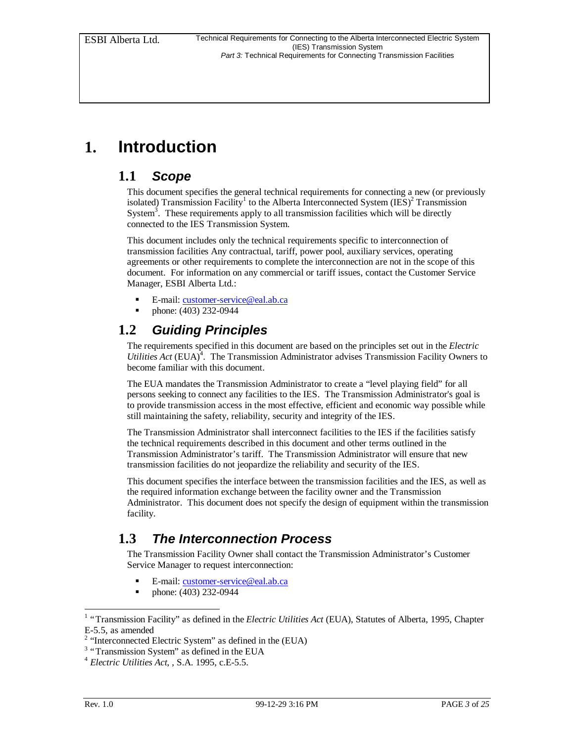# 1. Introduction

## 1.1 *Scope*

This document specifies the general technical requirements for connecting a new (or previously isolated) Transmission Facility[1] to the Alberta Interconnected System (IES)[2] Transmission System[3]. These requirements apply to all transmission facilities which will be directly connected to the IES Transmission System.

This document includes only the technical requirements specific to interconnection of transmission facilities Any contractual, tariff, power pool, auxiliary services, operating agreements or other requirements to complete the interconnection are not in the scope of this document. For information on any commercial or tariff issues, contact the Customer Service Manager, ESBI Alberta Ltd.:

- E-mail: customer-service@eal.ab.ca
- phone: (403) 232-0944

## 1.2 *Guiding Principles*

The requirements specified in this document are based on the principles set out in the *Electric Utilities Act* (EUA)[4]. The Transmission Administrator advises Transmission Facility Owners to become familiar with this document.

The EUA mandates the Transmission Administrator to create a "level playing field" for all persons seeking to connect any facilities to the IES. The Transmission Administrator's goal is to provide transmission access in the most effective, efficient and economic way possible while still maintaining the safety, reliability, security and integrity of the IES.

The Transmission Administrator shall interconnect facilities to the IES if the facilities satisfy the technical requirements described in this document and other terms outlined in the Transmission Administrator's tariff. The Transmission Administrator will ensure that new transmission facilities do not jeopardize the reliability and security of the IES.

This document specifies the interface between the transmission facilities and the IES, as well as the required information exchange between the facility owner and the Transmission Administrator. This document does not specify the design of equipment within the transmission facility.

## 1.3 *The Interconnection Process*

The Transmission Facility Owner shall contact the Transmission Administrator's Customer Service Manager to request interconnection:

- E-mail: customer-service@eal.ab.ca
- phone: (403) 232-0944

---

[1] "Transmission Facility" as defined in the *Electric Utilities Act* (EUA), Statutes of Alberta, 1995, Chapter E-5.5, as amended

[2] "Interconnected Electric System" as defined in the (EUA)

[3] "Transmission System" as defined in the EUA

[4] *Electric Utilities Act*, , S.A. 1995, c.E-5.5.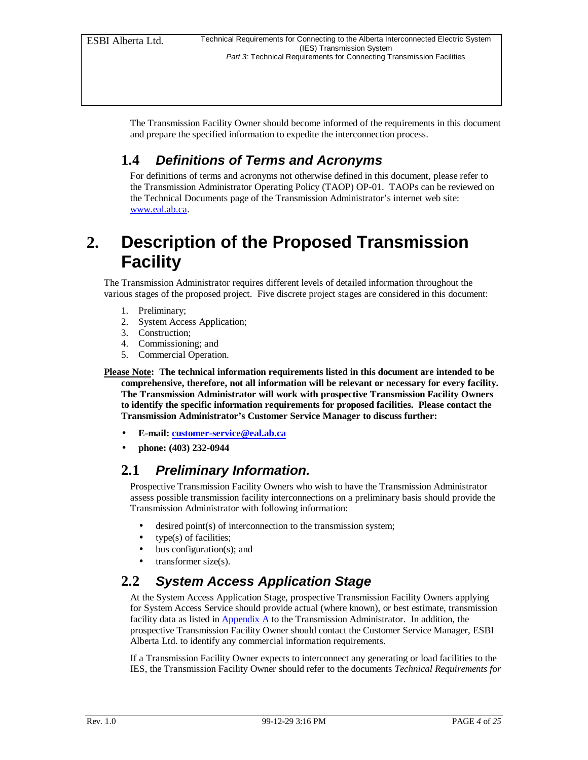The Transmission Facility Owner should become informed of the requirements in this document and prepare the specified information to expedite the interconnection process.

## 1.4 *Definitions of Terms and Acronyms*

For definitions of terms and acronyms not otherwise defined in this document, please refer to the Transmission Administrator Operating Policy (TAOP) OP-01. TAOPs can be reviewed on the Technical Documents page of the Transmission Administrator's internet web site: [www.eal.ab.ca](www.eal.ab.ca).

# 2. Description of the Proposed Transmission Facility

The Transmission Administrator requires different levels of detailed information throughout the various stages of the proposed project. Five discrete project stages are considered in this document:

1. Preliminary;
2. System Access Application;
3. Construction;
4. Commissioning; and
5. Commercial Operation.

**<u>Please Note</u>: The technical information requirements listed in this document are intended to be comprehensive, therefore, not all information will be relevant or necessary for every facility. The Transmission Administrator will work with prospective Transmission Facility Owners to identify the specific information requirements for proposed facilities. Please contact the Transmission Administrator's Customer Service Manager to discuss further:**

- **E-mail: [customer-service@eal.ab.ca](mailto:customer-service@eal.ab.ca)**
- **phone: (403) 232-0944**

## 2.1 *Preliminary Information.*

Prospective Transmission Facility Owners who wish to have the Transmission Administrator assess possible transmission facility interconnections on a preliminary basis should provide the Transmission Administrator with following information:

- desired point(s) of interconnection to the transmission system;
- type(s) of facilities;
- bus configuration(s); and
- transformer size(s).

## 2.2 *System Access Application Stage*

At the System Access Application Stage, prospective Transmission Facility Owners applying for System Access Service should provide actual (where known), or best estimate, transmission facility data as listed in Appendix A to the Transmission Administrator. In addition, the prospective Transmission Facility Owner should contact the Customer Service Manager, ESBI Alberta Ltd. to identify any commercial information requirements.

If a Transmission Facility Owner expects to interconnect any generating or load facilities to the IES, the Transmission Facility Owner should refer to the documents *Technical Requirements for*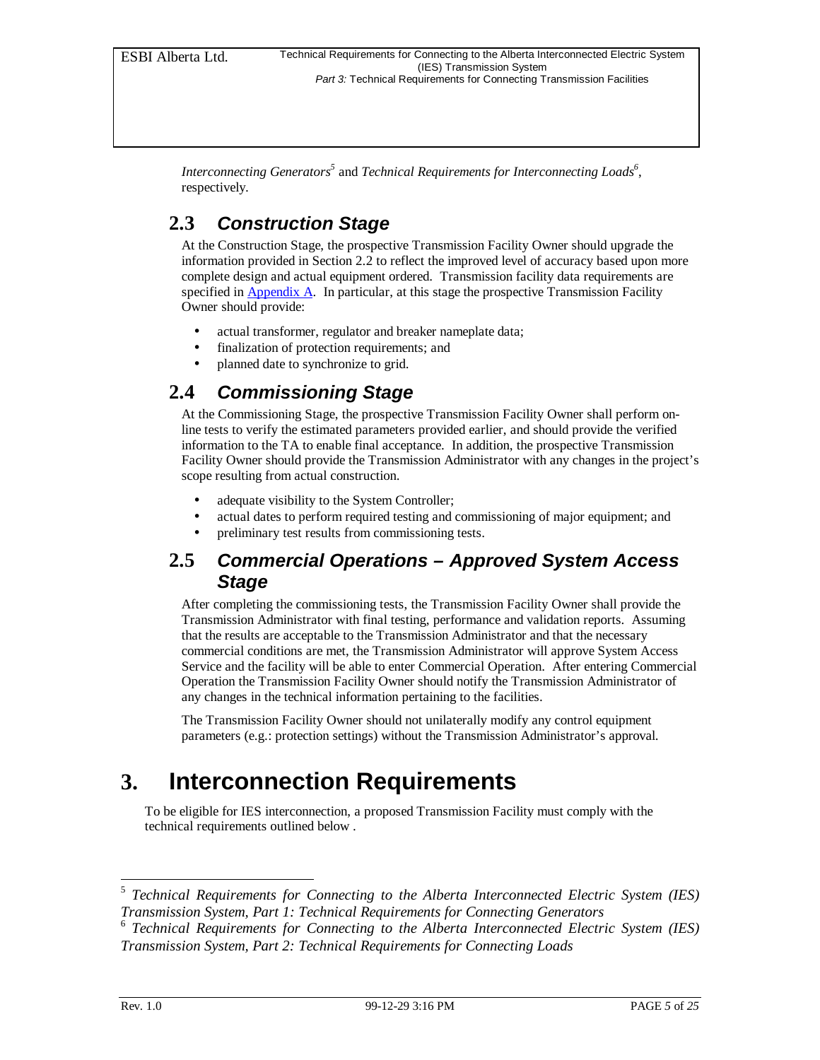*Interconnecting Generators*[5] and *Technical Requirements for Interconnecting Loads*[6], respectively.

## 2.3 *Construction Stage*

At the Construction Stage, the prospective Transmission Facility Owner should upgrade the information provided in Section 2.2 to reflect the improved level of accuracy based upon more complete design and actual equipment ordered. Transmission facility data requirements are specified in Appendix A. In particular, at this stage the prospective Transmission Facility Owner should provide:

- actual transformer, regulator and breaker nameplate data;
- finalization of protection requirements; and
- planned date to synchronize to grid.

## 2.4 *Commissioning Stage*

At the Commissioning Stage, the prospective Transmission Facility Owner shall perform on-line tests to verify the estimated parameters provided earlier, and should provide the verified information to the TA to enable final acceptance. In addition, the prospective Transmission Facility Owner should provide the Transmission Administrator with any changes in the project's scope resulting from actual construction.

- adequate visibility to the System Controller;
- actual dates to perform required testing and commissioning of major equipment; and
- preliminary test results from commissioning tests.

## 2.5 *Commercial Operations – Approved System Access Stage*

After completing the commissioning tests, the Transmission Facility Owner shall provide the Transmission Administrator with final testing, performance and validation reports. Assuming that the results are acceptable to the Transmission Administrator and that the necessary commercial conditions are met, the Transmission Administrator will approve System Access Service and the facility will be able to enter Commercial Operation. After entering Commercial Operation the Transmission Facility Owner should notify the Transmission Administrator of any changes in the technical information pertaining to the facilities.

The Transmission Facility Owner should not unilaterally modify any control equipment parameters (e.g.: protection settings) without the Transmission Administrator's approval.

# 3. Interconnection Requirements

To be eligible for IES interconnection, a proposed Transmission Facility must comply with the technical requirements outlined below .

---

[5] *Technical Requirements for Connecting to the Alberta Interconnected Electric System (IES) Transmission System, Part 1: Technical Requirements for Connecting Generators*

[6] *Technical Requirements for Connecting to the Alberta Interconnected Electric System (IES) Transmission System, Part 2: Technical Requirements for Connecting Loads*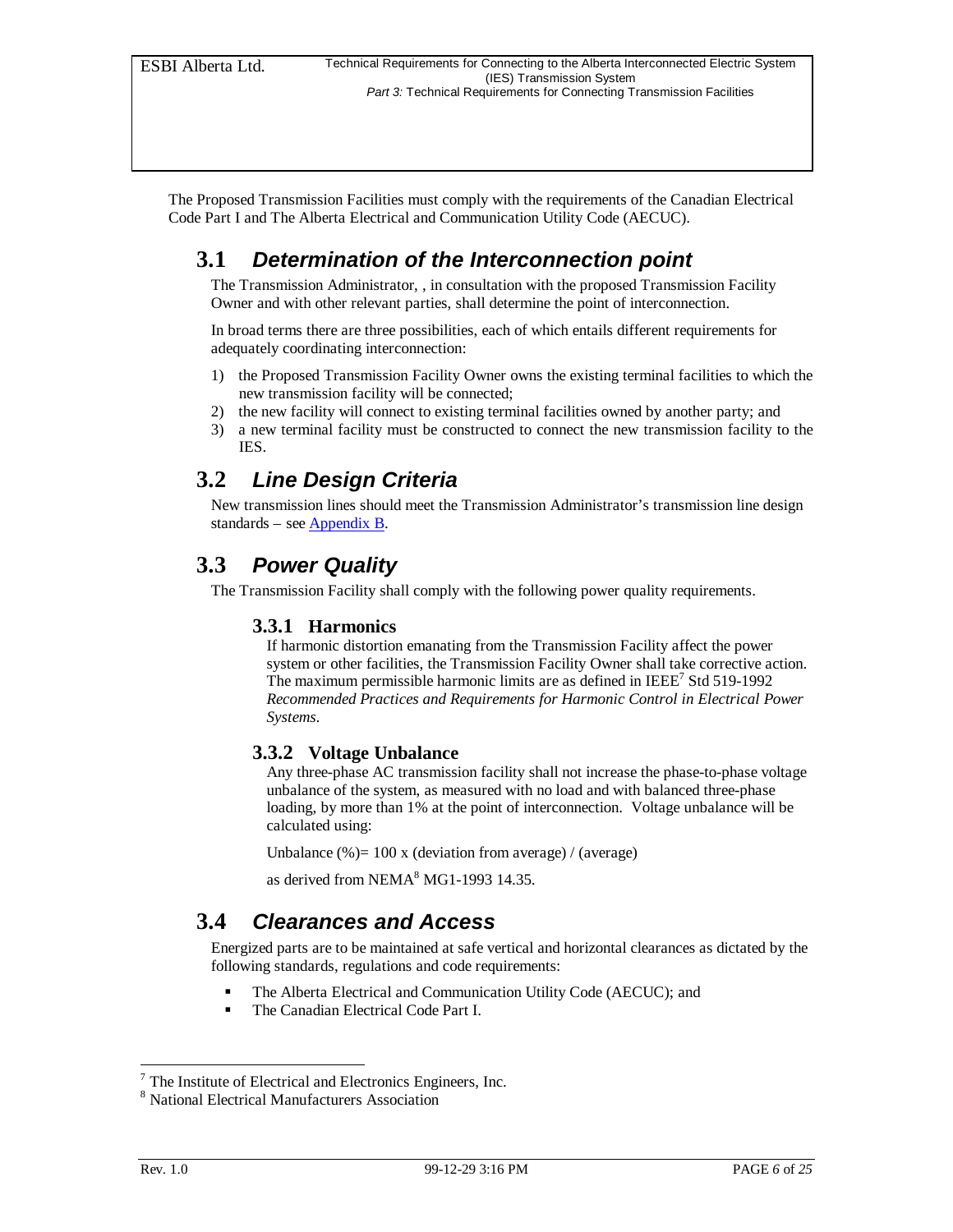The Proposed Transmission Facilities must comply with the requirements of the Canadian Electrical Code Part I and The Alberta Electrical and Communication Utility Code (AECUC).

## 3.1 *Determination of the Interconnection point*

The Transmission Administrator, , in consultation with the proposed Transmission Facility Owner and with other relevant parties, shall determine the point of interconnection.

In broad terms there are three possibilities, each of which entails different requirements for adequately coordinating interconnection:

1) the Proposed Transmission Facility Owner owns the existing terminal facilities to which the new transmission facility will be connected;
2) the new facility will connect to existing terminal facilities owned by another party; and
3) a new terminal facility must be constructed to connect the new transmission facility to the IES.

## 3.2 *Line Design Criteria*

New transmission lines should meet the Transmission Administrator's transmission line design standards – see Appendix B.

## 3.3 *Power Quality*

The Transmission Facility shall comply with the following power quality requirements.

### 3.3.1 Harmonics

If harmonic distortion emanating from the Transmission Facility affect the power system or other facilities, the Transmission Facility Owner shall take corrective action. The maximum permissible harmonic limits are as defined in IEEE[7] Std 519-1992 *Recommended Practices and Requirements for Harmonic Control in Electrical Power Systems*.

### 3.3.2 Voltage Unbalance

Any three-phase AC transmission facility shall not increase the phase-to-phase voltage unbalance of the system, as measured with no load and with balanced three-phase loading, by more than 1% at the point of interconnection. Voltage unbalance will be calculated using:

Unbalance (%)= 100 x (deviation from average) / (average)

as derived from NEMA[8] MG1-1993 14.35.

## 3.4 *Clearances and Access*

Energized parts are to be maintained at safe vertical and horizontal clearances as dictated by the following standards, regulations and code requirements:

- The Alberta Electrical and Communication Utility Code (AECUC); and
- The Canadian Electrical Code Part I.

---

[7] The Institute of Electrical and Electronics Engineers, Inc.

[8] National Electrical Manufacturers Association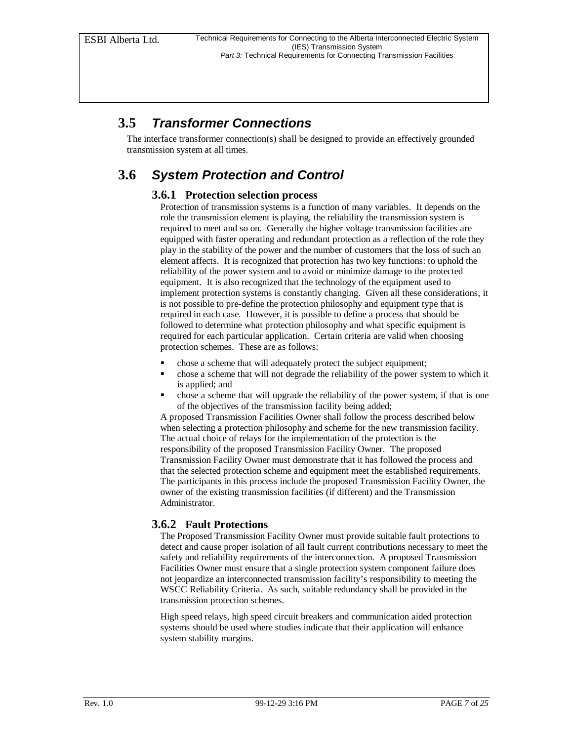## 3.5 *Transformer Connections*

The interface transformer connection(s) shall be designed to provide an effectively grounded transmission system at all times.

## 3.6 *System Protection and Control*

### 3.6.1 Protection selection process

Protection of transmission systems is a function of many variables. It depends on the role the transmission element is playing, the reliability the transmission system is required to meet and so on. Generally the higher voltage transmission facilities are equipped with faster operating and redundant protection as a reflection of the role they play in the stability of the power and the number of customers that the loss of such an element affects. It is recognized that protection has two key functions: to uphold the reliability of the power system and to avoid or minimize damage to the protected equipment. It is also recognized that the technology of the equipment used to implement protection systems is constantly changing. Given all these considerations, it is not possible to pre-define the protection philosophy and equipment type that is required in each case. However, it is possible to define a process that should be followed to determine what protection philosophy and what specific equipment is required for each particular application. Certain criteria are valid when choosing protection schemes. These are as follows:

- chose a scheme that will adequately protect the subject equipment;
- chose a scheme that will not degrade the reliability of the power system to which it is applied; and
- chose a scheme that will upgrade the reliability of the power system, if that is one of the objectives of the transmission facility being added;

A proposed Transmission Facilities Owner shall follow the process described below when selecting a protection philosophy and scheme for the new transmission facility. The actual choice of relays for the implementation of the protection is the responsibility of the proposed Transmission Facility Owner. The proposed Transmission Facility Owner must demonstrate that it has followed the process and that the selected protection scheme and equipment meet the established requirements. The participants in this process include the proposed Transmission Facility Owner, the owner of the existing transmission facilities (if different) and the Transmission Administrator.

### 3.6.2 Fault Protections

The Proposed Transmission Facility Owner must provide suitable fault protections to detect and cause proper isolation of all fault current contributions necessary to meet the safety and reliability requirements of the interconnection. A proposed Transmission Facilities Owner must ensure that a single protection system component failure does not jeopardize an interconnected transmission facility's responsibility to meeting the WSCC Reliability Criteria. As such, suitable redundancy shall be provided in the transmission protection schemes.

High speed relays, high speed circuit breakers and communication aided protection systems should be used where studies indicate that their application will enhance system stability margins.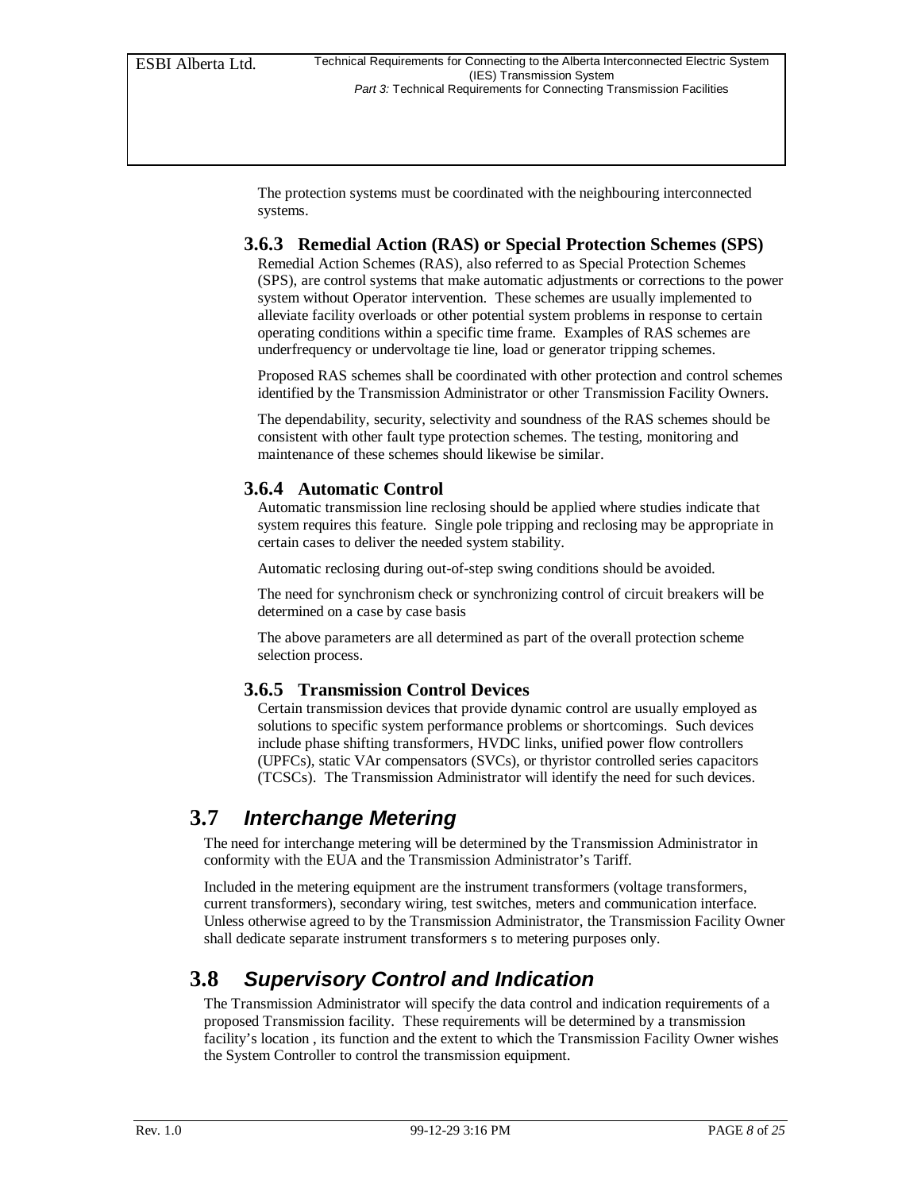The protection systems must be coordinated with the neighbouring interconnected systems.

### 3.6.3 Remedial Action (RAS) or Special Protection Schemes (SPS)

Remedial Action Schemes (RAS), also referred to as Special Protection Schemes (SPS), are control systems that make automatic adjustments or corrections to the power system without Operator intervention. These schemes are usually implemented to alleviate facility overloads or other potential system problems in response to certain operating conditions within a specific time frame. Examples of RAS schemes are underfrequency or undervoltage tie line, load or generator tripping schemes.

Proposed RAS schemes shall be coordinated with other protection and control schemes identified by the Transmission Administrator or other Transmission Facility Owners.

The dependability, security, selectivity and soundness of the RAS schemes should be consistent with other fault type protection schemes. The testing, monitoring and maintenance of these schemes should likewise be similar.

### 3.6.4 Automatic Control

Automatic transmission line reclosing should be applied where studies indicate that system requires this feature. Single pole tripping and reclosing may be appropriate in certain cases to deliver the needed system stability.

Automatic reclosing during out-of-step swing conditions should be avoided.

The need for synchronism check or synchronizing control of circuit breakers will be determined on a case by case basis

The above parameters are all determined as part of the overall protection scheme selection process.

### 3.6.5 Transmission Control Devices

Certain transmission devices that provide dynamic control are usually employed as solutions to specific system performance problems or shortcomings. Such devices include phase shifting transformers, HVDC links, unified power flow controllers (UPFCs), static VAr compensators (SVCs), or thyristor controlled series capacitors (TCSCs). The Transmission Administrator will identify the need for such devices.

## 3.7 *Interchange Metering*

The need for interchange metering will be determined by the Transmission Administrator in conformity with the EUA and the Transmission Administrator's Tariff.

Included in the metering equipment are the instrument transformers (voltage transformers, current transformers), secondary wiring, test switches, meters and communication interface. Unless otherwise agreed to by the Transmission Administrator, the Transmission Facility Owner shall dedicate separate instrument transformers s to metering purposes only.

## 3.8 *Supervisory Control and Indication*

The Transmission Administrator will specify the data control and indication requirements of a proposed Transmission facility. These requirements will be determined by a transmission facility's location , its function and the extent to which the Transmission Facility Owner wishes the System Controller to control the transmission equipment.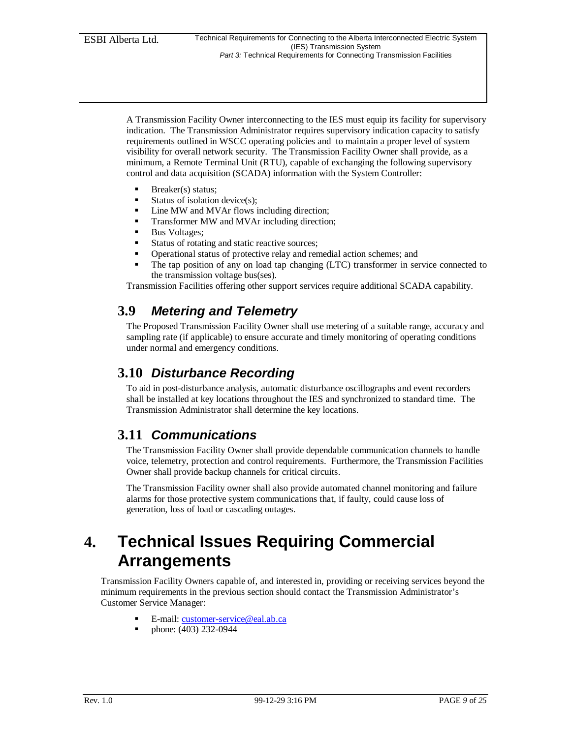A Transmission Facility Owner interconnecting to the IES must equip its facility for supervisory indication. The Transmission Administrator requires supervisory indication capacity to satisfy requirements outlined in WSCC operating policies and to maintain a proper level of system visibility for overall network security. The Transmission Facility Owner shall provide, as a minimum, a Remote Terminal Unit (RTU), capable of exchanging the following supervisory control and data acquisition (SCADA) information with the System Controller:

- Breaker(s) status;
- Status of isolation device(s);
- Line MW and MVAr flows including direction;
- Transformer MW and MVAr including direction;
- Bus Voltages;
- Status of rotating and static reactive sources;
- Operational status of protective relay and remedial action schemes; and
- The tap position of any on load tap changing (LTC) transformer in service connected to the transmission voltage bus(ses).

Transmission Facilities offering other support services require additional SCADA capability.

## 3.9 *Metering and Telemetry*

The Proposed Transmission Facility Owner shall use metering of a suitable range, accuracy and sampling rate (if applicable) to ensure accurate and timely monitoring of operating conditions under normal and emergency conditions.

## 3.10 *Disturbance Recording*

To aid in post-disturbance analysis, automatic disturbance oscillographs and event recorders shall be installed at key locations throughout the IES and synchronized to standard time. The Transmission Administrator shall determine the key locations.

## 3.11 *Communications*

The Transmission Facility Owner shall provide dependable communication channels to handle voice, telemetry, protection and control requirements. Furthermore, the Transmission Facilities Owner shall provide backup channels for critical circuits.

The Transmission Facility owner shall also provide automated channel monitoring and failure alarms for those protective system communications that, if faulty, could cause loss of generation, loss of load or cascading outages.

# 4. Technical Issues Requiring Commercial Arrangements

Transmission Facility Owners capable of, and interested in, providing or receiving services beyond the minimum requirements in the previous section should contact the Transmission Administrator's Customer Service Manager:

- E-mail: customer-service@eal.ab.ca
- phone: (403) 232-0944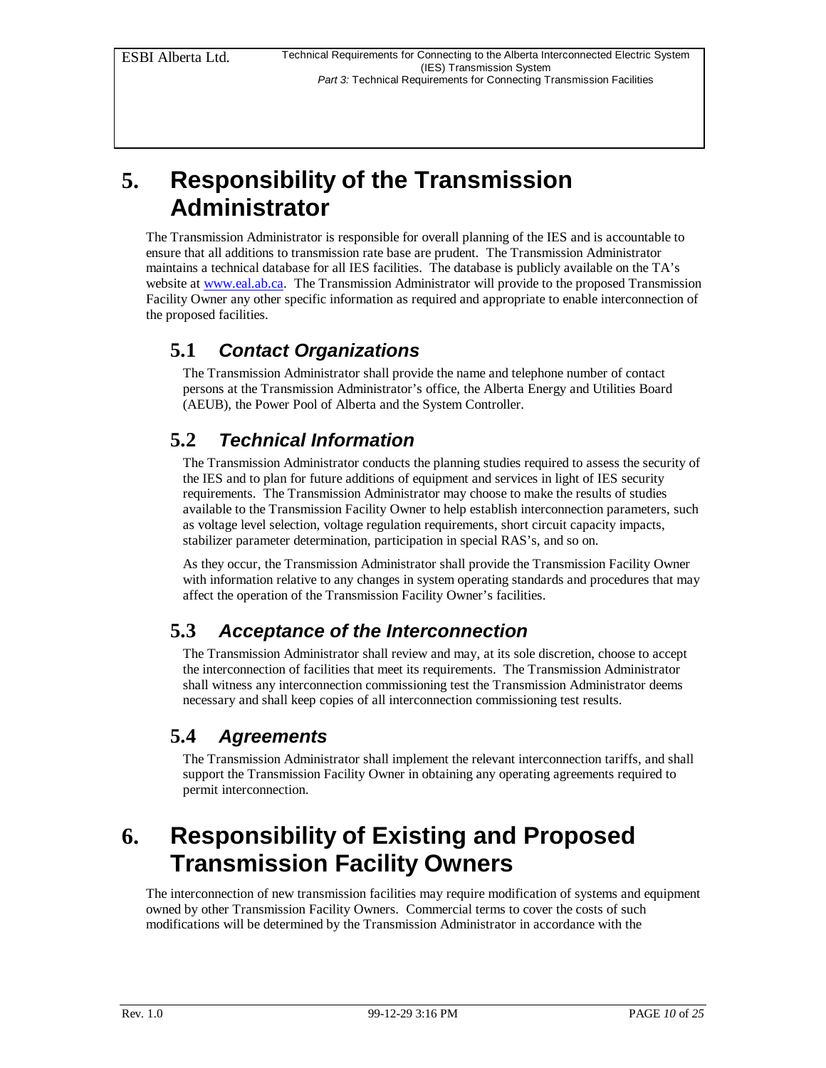# 5. Responsibility of the Transmission Administrator

The Transmission Administrator is responsible for overall planning of the IES and is accountable to ensure that all additions to transmission rate base are prudent. The Transmission Administrator maintains a technical database for all IES facilities. The database is publicly available on the TA's website at www.eal.ab.ca. The Transmission Administrator will provide to the proposed Transmission Facility Owner any other specific information as required and appropriate to enable interconnection of the proposed facilities.

## 5.1 *Contact Organizations*

The Transmission Administrator shall provide the name and telephone number of contact persons at the Transmission Administrator's office, the Alberta Energy and Utilities Board (AEUB), the Power Pool of Alberta and the System Controller.

## 5.2 *Technical Information*

The Transmission Administrator conducts the planning studies required to assess the security of the IES and to plan for future additions of equipment and services in light of IES security requirements. The Transmission Administrator may choose to make the results of studies available to the Transmission Facility Owner to help establish interconnection parameters, such as voltage level selection, voltage regulation requirements, short circuit capacity impacts, stabilizer parameter determination, participation in special RAS's, and so on.

As they occur, the Transmission Administrator shall provide the Transmission Facility Owner with information relative to any changes in system operating standards and procedures that may affect the operation of the Transmission Facility Owner's facilities.

## 5.3 *Acceptance of the Interconnection*

The Transmission Administrator shall review and may, at its sole discretion, choose to accept the interconnection of facilities that meet its requirements. The Transmission Administrator shall witness any interconnection commissioning test the Transmission Administrator deems necessary and shall keep copies of all interconnection commissioning test results.

## 5.4 *Agreements*

The Transmission Administrator shall implement the relevant interconnection tariffs, and shall support the Transmission Facility Owner in obtaining any operating agreements required to permit interconnection.

# 6. Responsibility of Existing and Proposed Transmission Facility Owners

The interconnection of new transmission facilities may require modification of systems and equipment owned by other Transmission Facility Owners. Commercial terms to cover the costs of such modifications will be determined by the Transmission Administrator in accordance with the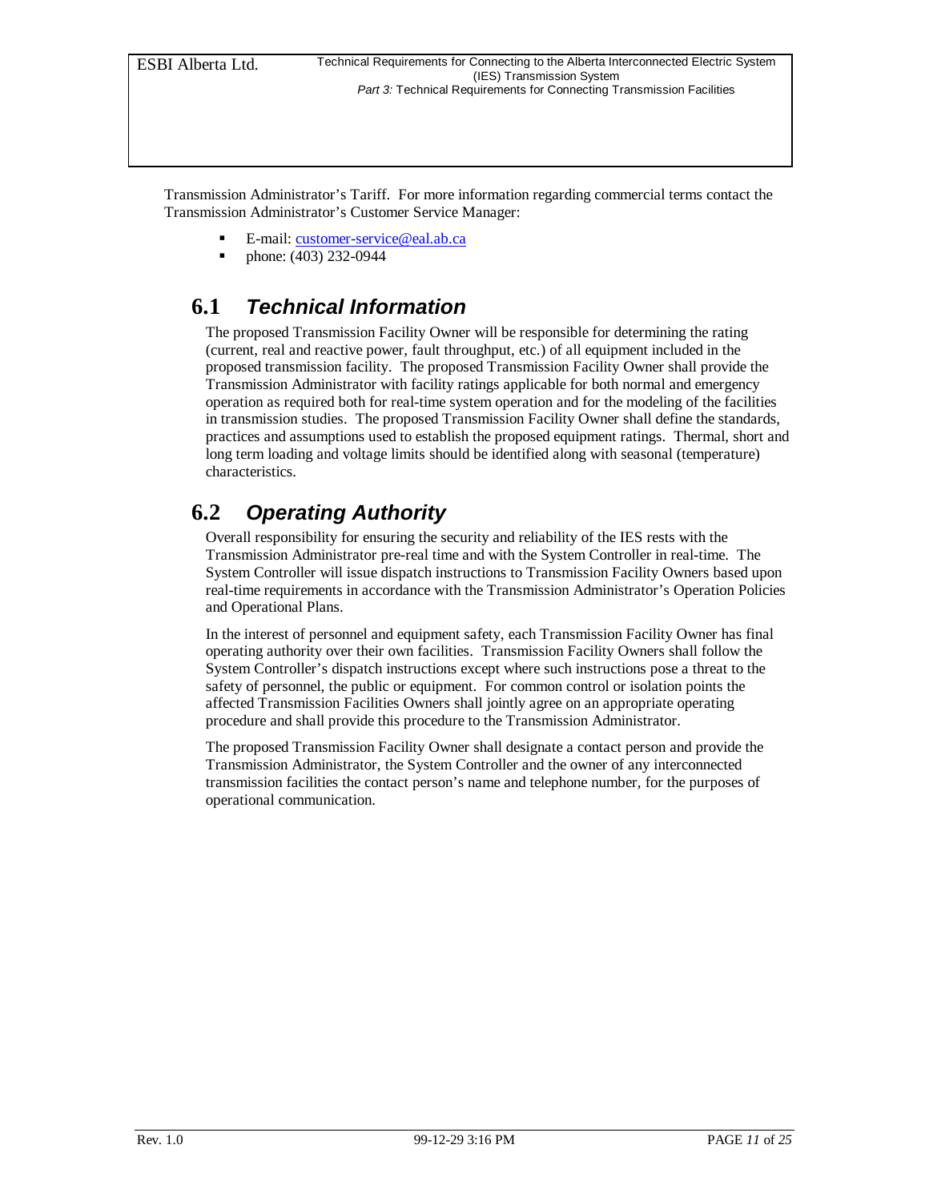Transmission Administrator's Tariff.  For more information regarding commercial terms contact the Transmission Administrator's Customer Service Manager:

- E-mail: customer-service@eal.ab.ca
- phone: (403) 232-0944

## 6.1 *Technical Information*

The proposed Transmission Facility Owner will be responsible for determining the rating (current, real and reactive power, fault throughput, etc.) of all equipment included in the proposed transmission facility.  The proposed Transmission Facility Owner shall provide the Transmission Administrator with facility ratings applicable for both normal and emergency operation as required both for real-time system operation and for the modeling of the facilities in transmission studies.  The proposed Transmission Facility Owner shall define the standards, practices and assumptions used to establish the proposed equipment ratings.  Thermal, short and long term loading and voltage limits should be identified along with seasonal (temperature) characteristics.

## 6.2 *Operating Authority*

Overall responsibility for ensuring the security and reliability of the IES rests with the Transmission Administrator pre-real time and with the System Controller in real-time.  The System Controller will issue dispatch instructions to Transmission Facility Owners based upon real-time requirements in accordance with the Transmission Administrator's Operation Policies and Operational Plans.

In the interest of personnel and equipment safety, each Transmission Facility Owner has final operating authority over their own facilities.  Transmission Facility Owners shall follow the System Controller's dispatch instructions except where such instructions pose a threat to the safety of personnel, the public or equipment.  For common control or isolation points the affected Transmission Facilities Owners shall jointly agree on an appropriate operating procedure and shall provide this procedure to the Transmission Administrator.

The proposed Transmission Facility Owner shall designate a contact person and provide the Transmission Administrator, the System Controller and the owner of any interconnected transmission facilities the contact person's name and telephone number, for the purposes of operational communication.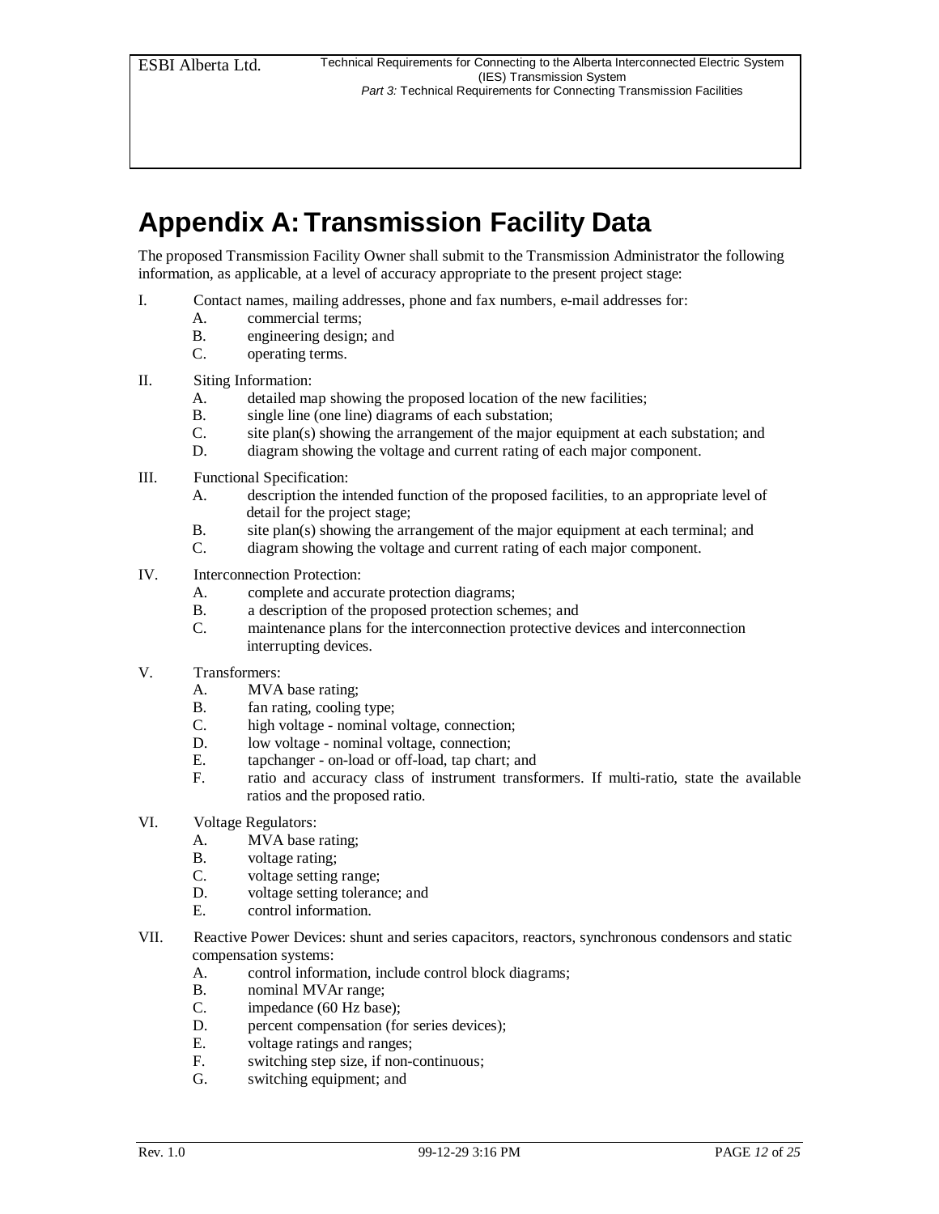# Appendix A: Transmission Facility Data

The proposed Transmission Facility Owner shall submit to the Transmission Administrator the following information, as applicable, at a level of accuracy appropriate to the present project stage:

I. Contact names, mailing addresses, phone and fax numbers, e-mail addresses for:
   A. commercial terms;
   B. engineering design; and
   C. operating terms.

II. Siting Information:
   A. detailed map showing the proposed location of the new facilities;
   B. single line (one line) diagrams of each substation;
   C. site plan(s) showing the arrangement of the major equipment at each substation; and
   D. diagram showing the voltage and current rating of each major component.

III. Functional Specification:
   A. description the intended function of the proposed facilities, to an appropriate level of detail for the project stage;
   B. site plan(s) showing the arrangement of the major equipment at each terminal; and
   C. diagram showing the voltage and current rating of each major component.

IV. Interconnection Protection:
   A. complete and accurate protection diagrams;
   B. a description of the proposed protection schemes; and
   C. maintenance plans for the interconnection protective devices and interconnection interrupting devices.

V. Transformers:
   A. MVA base rating;
   B. fan rating, cooling type;
   C. high voltage - nominal voltage, connection;
   D. low voltage - nominal voltage, connection;
   E. tapchanger - on-load or off-load, tap chart; and
   F. ratio and accuracy class of instrument transformers. If multi-ratio, state the available ratios and the proposed ratio.

VI. Voltage Regulators:
   A. MVA base rating;
   B. voltage rating;
   C. voltage setting range;
   D. voltage setting tolerance; and
   E. control information.

VII. Reactive Power Devices: shunt and series capacitors, reactors, synchronous condensors and static compensation systems:
   A. control information, include control block diagrams;
   B. nominal MVAr range;
   C. impedance (60 Hz base);
   D. percent compensation (for series devices);
   E. voltage ratings and ranges;
   F. switching step size, if non-continuous;
   G. switching equipment; and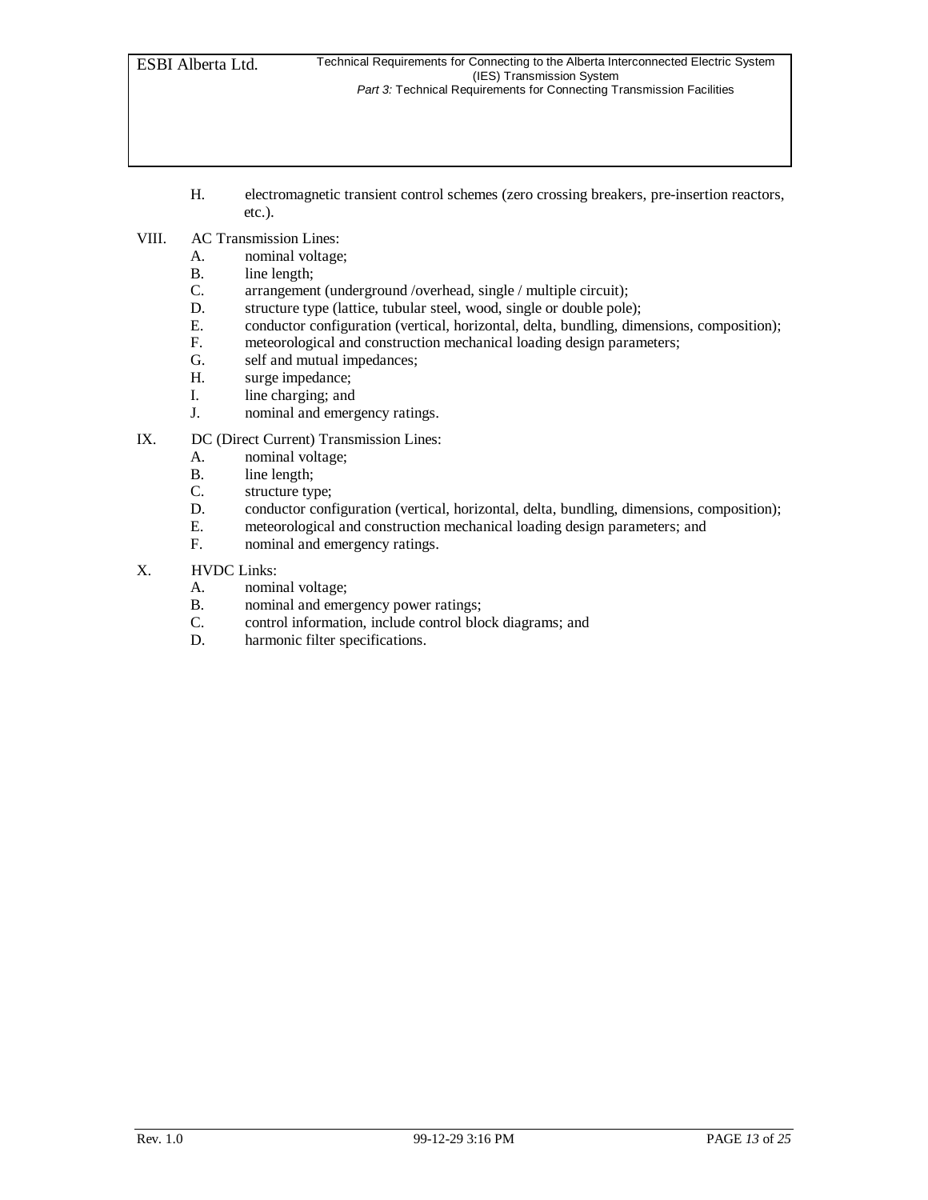H. electromagnetic transient control schemes (zero crossing breakers, pre-insertion reactors, etc.).

VIII. AC Transmission Lines:

A. nominal voltage;
B. line length;
C. arrangement (underground /overhead, single / multiple circuit);
D. structure type (lattice, tubular steel, wood, single or double pole);
E. conductor configuration (vertical, horizontal, delta, bundling, dimensions, composition);
F. meteorological and construction mechanical loading design parameters;
G. self and mutual impedances;
H. surge impedance;
I. line charging; and
J. nominal and emergency ratings.

IX. DC (Direct Current) Transmission Lines:

A. nominal voltage;
B. line length;
C. structure type;
D. conductor configuration (vertical, horizontal, delta, bundling, dimensions, composition);
E. meteorological and construction mechanical loading design parameters; and
F. nominal and emergency ratings.

X. HVDC Links:

A. nominal voltage;
B. nominal and emergency power ratings;
C. control information, include control block diagrams; and
D. harmonic filter specifications.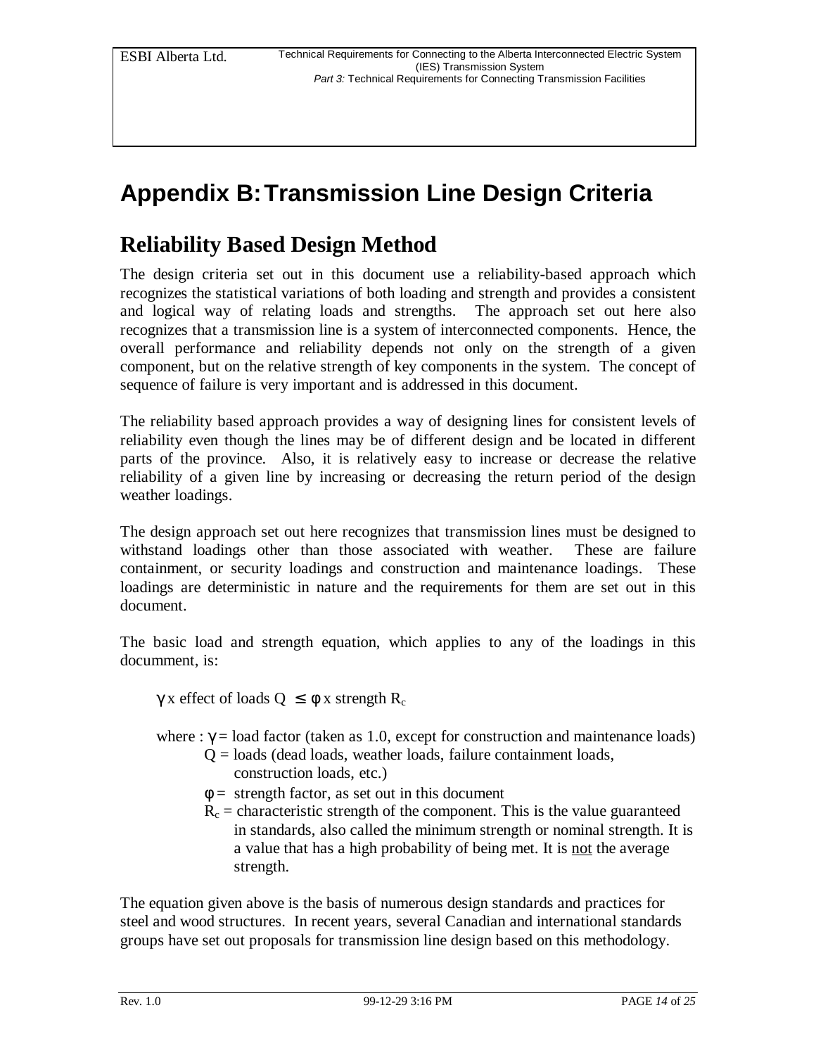# Appendix B: Transmission Line Design Criteria

## Reliability Based Design Method

The design criteria set out in this document use a reliability-based approach which recognizes the statistical variations of both loading and strength and provides a consistent and logical way of relating loads and strengths. The approach set out here also recognizes that a transmission line is a system of interconnected components. Hence, the overall performance and reliability depends not only on the strength of a given component, but on the relative strength of key components in the system. The concept of sequence of failure is very important and is addressed in this document.

The reliability based approach provides a way of designing lines for consistent levels of reliability even though the lines may be of different design and be located in different parts of the province. Also, it is relatively easy to increase or decrease the relative reliability of a given line by increasing or decreasing the return period of the design weather loadings.

The design approach set out here recognizes that transmission lines must be designed to withstand loadings other than those associated with weather. These are failure containment, or security loadings and construction and maintenance loadings. These loadings are deterministic in nature and the requirements for them are set out in this document.

The basic load and strength equation, which applies to any of the loadings in this docummment, is:

$\gamma$ x effect of loads Q $\leq$ $\phi$ x strength $R_c$

where : $\gamma$ = load factor (taken as 1.0, except for construction and maintenance loads)
Q = loads (dead loads, weather loads, failure containment loads, construction loads, etc.)
$\phi$ = strength factor, as set out in this document
$R_c$ = characteristic strength of the component. This is the value guaranteed in standards, also called the minimum strength or nominal strength. It is a value that has a high probability of being met. It is not the average strength.

The equation given above is the basis of numerous design standards and practices for steel and wood structures. In recent years, several Canadian and international standards groups have set out proposals for transmission line design based on this methodology.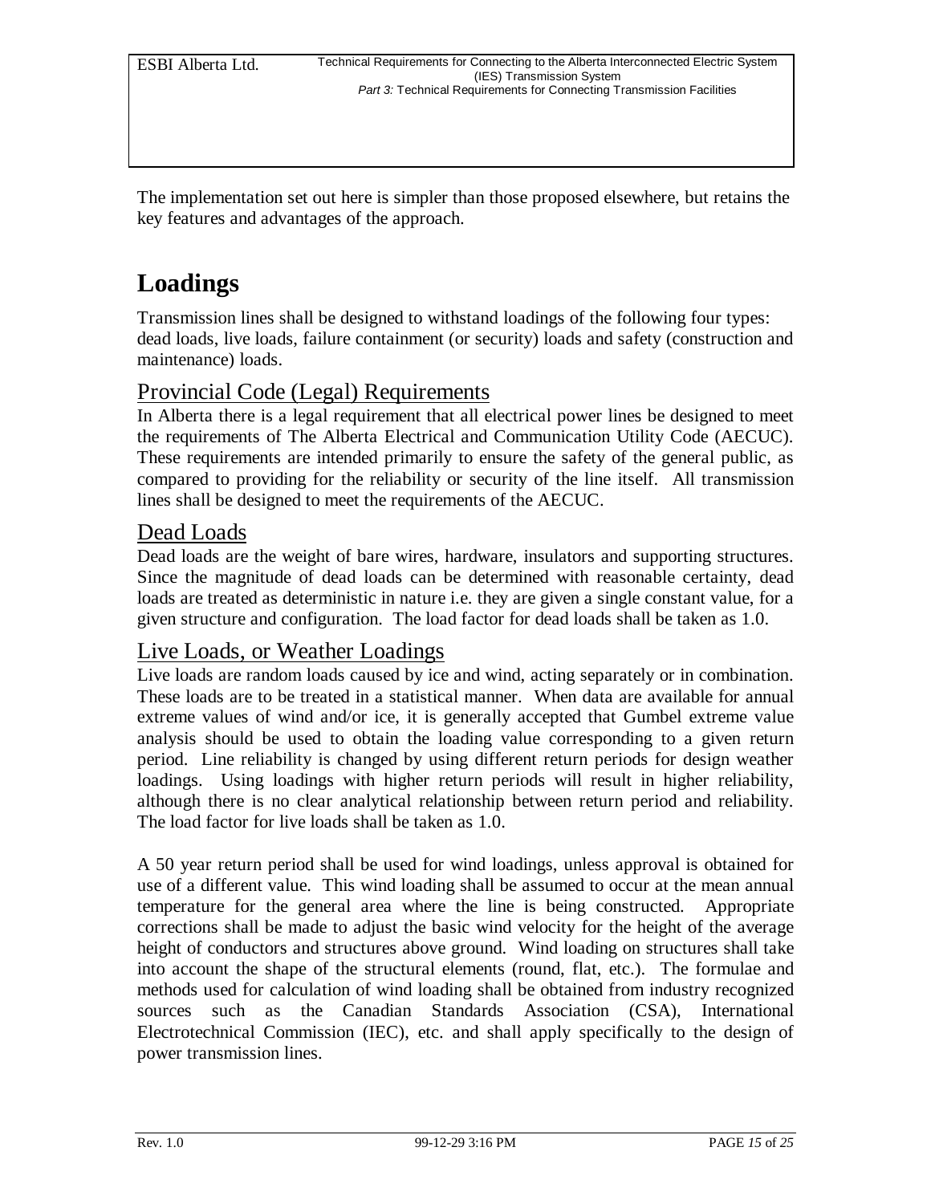The implementation set out here is simpler than those proposed elsewhere, but retains the key features and advantages of the approach.

# Loadings

Transmission lines shall be designed to withstand loadings of the following four types: dead loads, live loads, failure containment (or security) loads and safety (construction and maintenance) loads.

## Provincial Code (Legal) Requirements

In Alberta there is a legal requirement that all electrical power lines be designed to meet the requirements of The Alberta Electrical and Communication Utility Code (AECUC). These requirements are intended primarily to ensure the safety of the general public, as compared to providing for the reliability or security of the line itself. All transmission lines shall be designed to meet the requirements of the AECUC.

## Dead Loads

Dead loads are the weight of bare wires, hardware, insulators and supporting structures. Since the magnitude of dead loads can be determined with reasonable certainty, dead loads are treated as deterministic in nature i.e. they are given a single constant value, for a given structure and configuration. The load factor for dead loads shall be taken as 1.0.

## Live Loads, or Weather Loadings

Live loads are random loads caused by ice and wind, acting separately or in combination. These loads are to be treated in a statistical manner. When data are available for annual extreme values of wind and/or ice, it is generally accepted that Gumbel extreme value analysis should be used to obtain the loading value corresponding to a given return period. Line reliability is changed by using different return periods for design weather loadings. Using loadings with higher return periods will result in higher reliability, although there is no clear analytical relationship between return period and reliability. The load factor for live loads shall be taken as 1.0.

A 50 year return period shall be used for wind loadings, unless approval is obtained for use of a different value. This wind loading shall be assumed to occur at the mean annual temperature for the general area where the line is being constructed. Appropriate corrections shall be made to adjust the basic wind velocity for the height of the average height of conductors and structures above ground. Wind loading on structures shall take into account the shape of the structural elements (round, flat, etc.). The formulae and methods used for calculation of wind loading shall be obtained from industry recognized sources such as the Canadian Standards Association (CSA), International Electrotechnical Commission (IEC), etc. and shall apply specifically to the design of power transmission lines.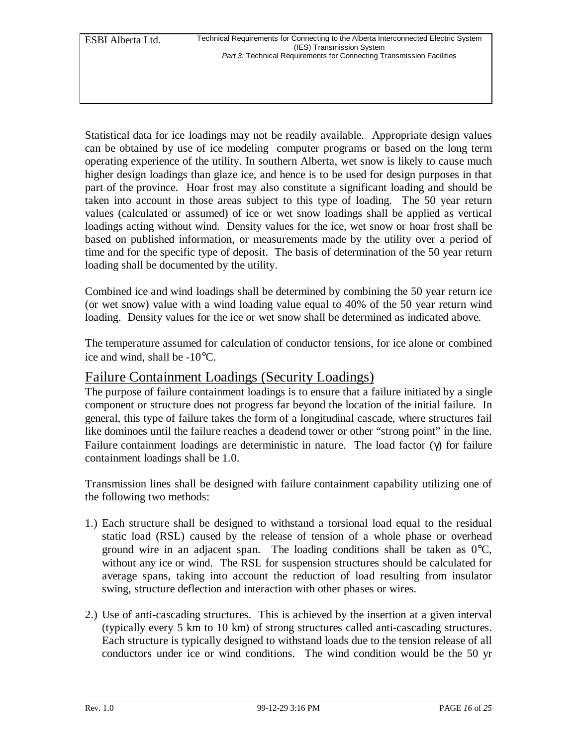Statistical data for ice loadings may not be readily available. Appropriate design values can be obtained by use of ice modeling computer programs or based on the long term operating experience of the utility. In southern Alberta, wet snow is likely to cause much higher design loadings than glaze ice, and hence is to be used for design purposes in that part of the province. Hoar frost may also constitute a significant loading and should be taken into account in those areas subject to this type of loading. The 50 year return values (calculated or assumed) of ice or wet snow loadings shall be applied as vertical loadings acting without wind. Density values for the ice, wet snow or hoar frost shall be based on published information, or measurements made by the utility over a period of time and for the specific type of deposit. The basis of determination of the 50 year return loading shall be documented by the utility.

Combined ice and wind loadings shall be determined by combining the 50 year return ice (or wet snow) value with a wind loading value equal to 40% of the 50 year return wind loading. Density values for the ice or wet snow shall be determined as indicated above.

The temperature assumed for calculation of conductor tensions, for ice alone or combined ice and wind, shall be -10°C.

## Failure Containment Loadings (Security Loadings)

The purpose of failure containment loadings is to ensure that a failure initiated by a single component or structure does not progress far beyond the location of the initial failure. In general, this type of failure takes the form of a longitudinal cascade, where structures fail like dominoes until the failure reaches a deadend tower or other "strong point" in the line. Failure containment loadings are deterministic in nature. The load factor ($\gamma$) for failure containment loadings shall be 1.0.

Transmission lines shall be designed with failure containment capability utilizing one of the following two methods:

1.) Each structure shall be designed to withstand a torsional load equal to the residual static load (RSL) caused by the release of tension of a whole phase or overhead ground wire in an adjacent span. The loading conditions shall be taken as 0°C, without any ice or wind. The RSL for suspension structures should be calculated for average spans, taking into account the reduction of load resulting from insulator swing, structure deflection and interaction with other phases or wires.

2.) Use of anti-cascading structures. This is achieved by the insertion at a given interval (typically every 5 km to 10 km) of strong structures called anti-cascading structures. Each structure is typically designed to withstand loads due to the tension release of all conductors under ice or wind conditions. The wind condition would be the 50 yr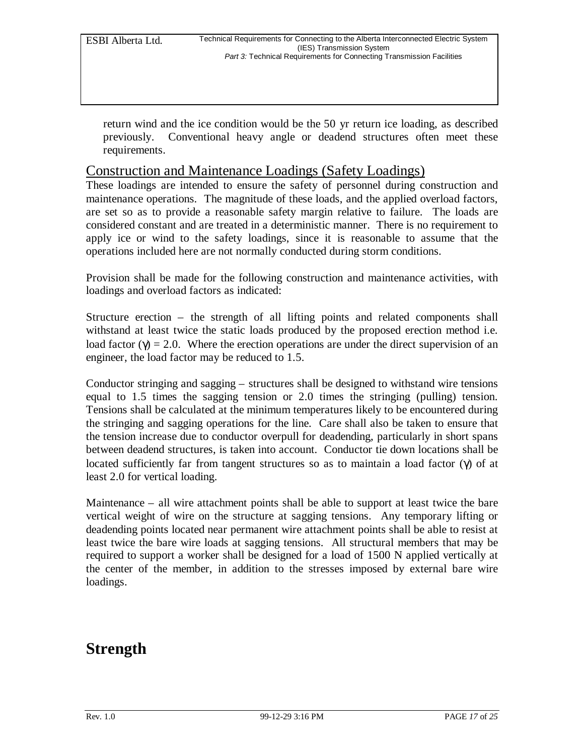return wind and the ice condition would be the 50 yr return ice loading, as described previously. Conventional heavy angle or deadend structures often meet these requirements.

## Construction and Maintenance Loadings (Safety Loadings)

These loadings are intended to ensure the safety of personnel during construction and maintenance operations. The magnitude of these loads, and the applied overload factors, are set so as to provide a reasonable safety margin relative to failure. The loads are considered constant and are treated in a deterministic manner. There is no requirement to apply ice or wind to the safety loadings, since it is reasonable to assume that the operations included here are not normally conducted during storm conditions.

Provision shall be made for the following construction and maintenance activities, with loadings and overload factors as indicated:

Structure erection – the strength of all lifting points and related components shall withstand at least twice the static loads produced by the proposed erection method i.e. load factor ($\gamma$) = 2.0. Where the erection operations are under the direct supervision of an engineer, the load factor may be reduced to 1.5.

Conductor stringing and sagging – structures shall be designed to withstand wire tensions equal to 1.5 times the sagging tension or 2.0 times the stringing (pulling) tension. Tensions shall be calculated at the minimum temperatures likely to be encountered during the stringing and sagging operations for the line. Care shall also be taken to ensure that the tension increase due to conductor overpull for deadending, particularly in short spans between deadend structures, is taken into account. Conductor tie down locations shall be located sufficiently far from tangent structures so as to maintain a load factor ($\gamma$) of at least 2.0 for vertical loading.

Maintenance – all wire attachment points shall be able to support at least twice the bare vertical weight of wire on the structure at sagging tensions. Any temporary lifting or deadending points located near permanent wire attachment points shall be able to resist at least twice the bare wire loads at sagging tensions. All structural members that may be required to support a worker shall be designed for a load of 1500 N applied vertically at the center of the member, in addition to the stresses imposed by external bare wire loadings.

# Strength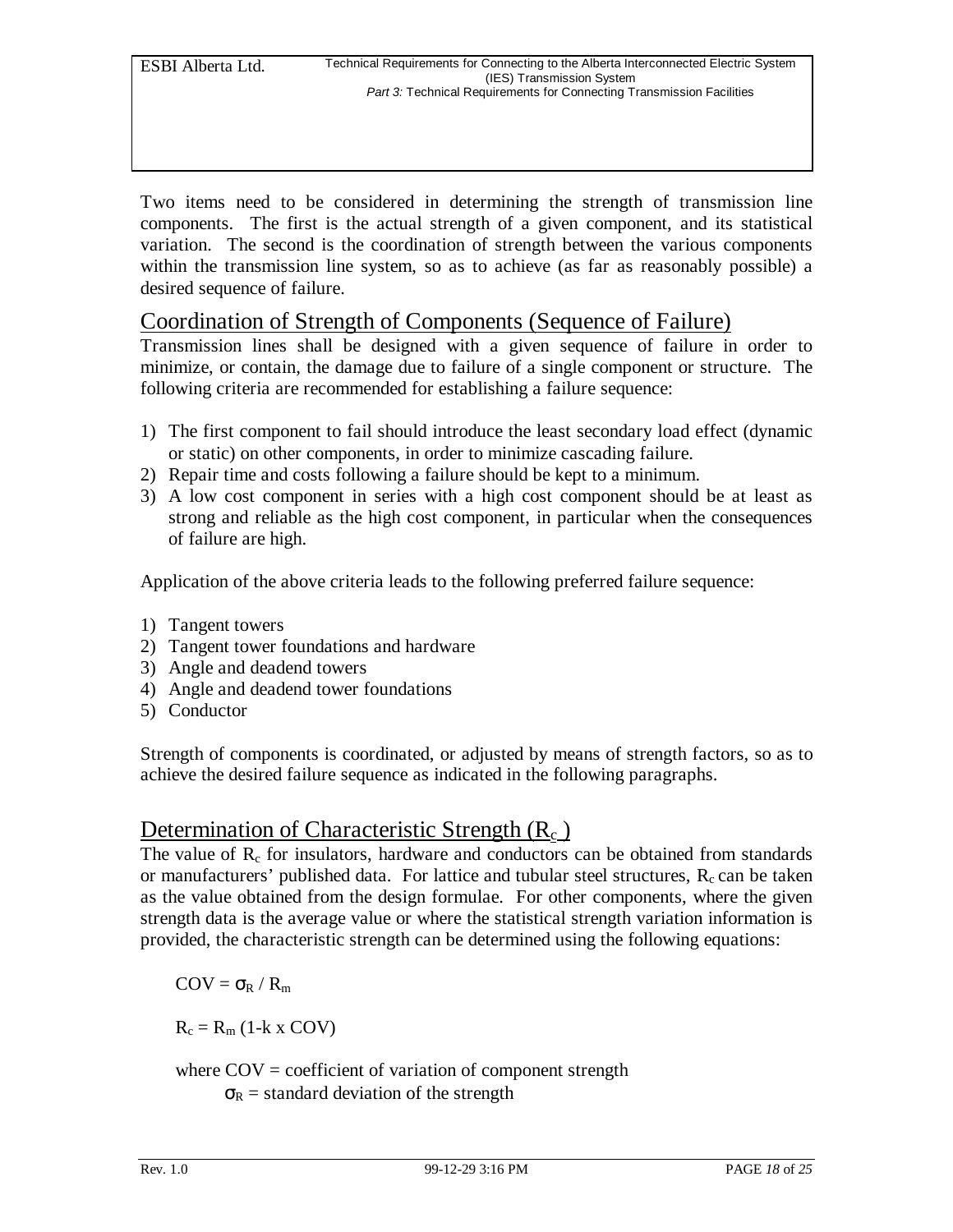Two items need to be considered in determining the strength of transmission line components. The first is the actual strength of a given component, and its statistical variation. The second is the coordination of strength between the various components within the transmission line system, so as to achieve (as far as reasonably possible) a desired sequence of failure.

## Coordination of Strength of Components (Sequence of Failure)

Transmission lines shall be designed with a given sequence of failure in order to minimize, or contain, the damage due to failure of a single component or structure. The following criteria are recommended for establishing a failure sequence:

1) The first component to fail should introduce the least secondary load effect (dynamic or static) on other components, in order to minimize cascading failure.
2) Repair time and costs following a failure should be kept to a minimum.
3) A low cost component in series with a high cost component should be at least as strong and reliable as the high cost component, in particular when the consequences of failure are high.

Application of the above criteria leads to the following preferred failure sequence:

1) Tangent towers
2) Tangent tower foundations and hardware
3) Angle and deadend towers
4) Angle and deadend tower foundations
5) Conductor

Strength of components is coordinated, or adjusted by means of strength factors, so as to achieve the desired failure sequence as indicated in the following paragraphs.

## Determination of Characteristic Strength ($R_c$)

The value of $R_c$ for insulators, hardware and conductors can be obtained from standards or manufacturers' published data. For lattice and tubular steel structures, $R_c$ can be taken as the value obtained from the design formulae. For other components, where the given strength data is the average value or where the statistical strength variation information is provided, the characteristic strength can be determined using the following equations:

$$COV = \sigma_R / R_m$$

$$R_c = R_m (1 - k \times COV)$$

where COV = coefficient of variation of component strength
$\sigma_R$ = standard deviation of the strength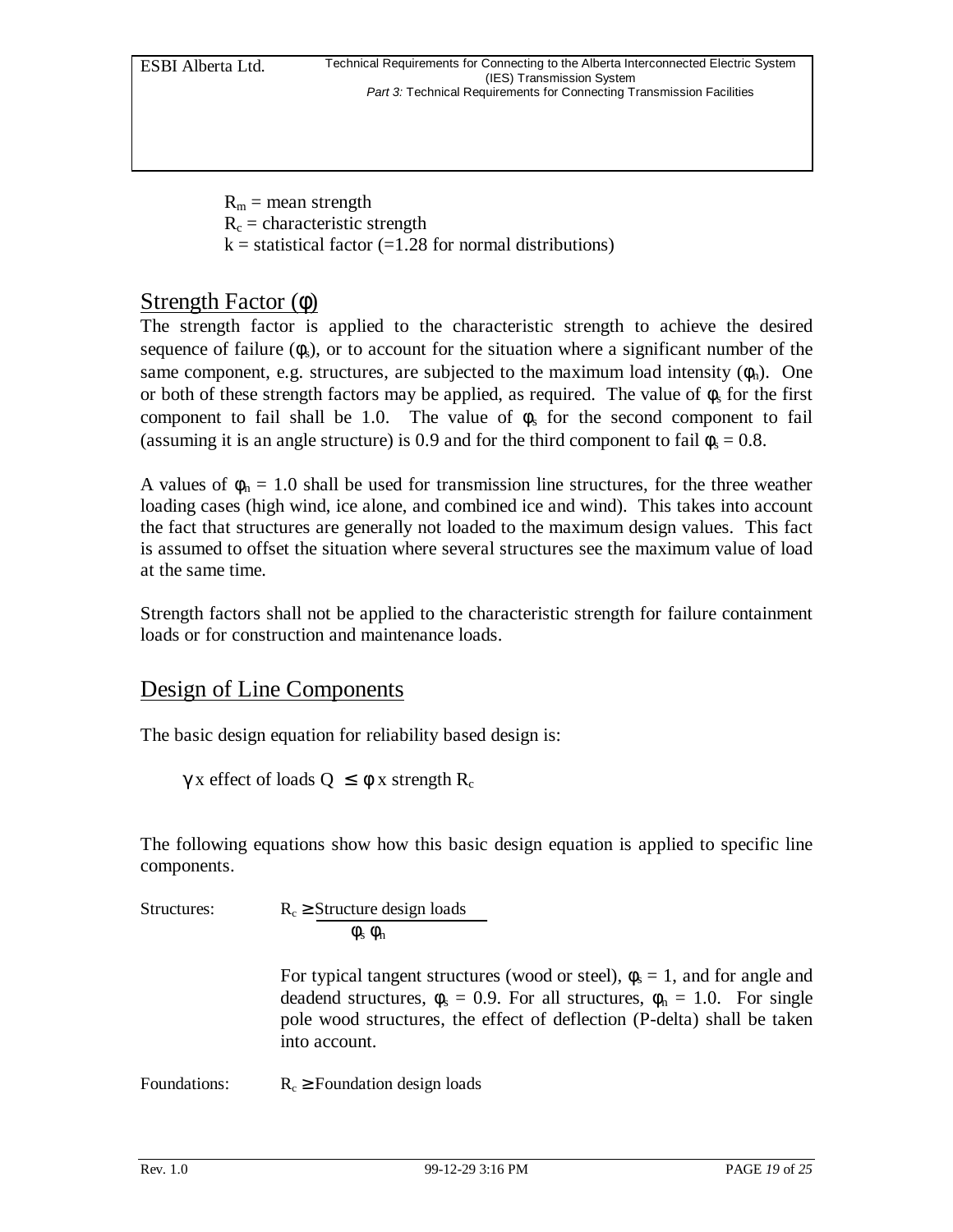$R_m$ = mean strength
$R_c$ = characteristic strength
k = statistical factor (=1.28 for normal distributions)

## Strength Factor ($\phi$)

The strength factor is applied to the characteristic strength to achieve the desired sequence of failure ($\phi_s$), or to account for the situation where a significant number of the same component, e.g. structures, are subjected to the maximum load intensity ($\phi_n$). One or both of these strength factors may be applied, as required. The value of $\phi_s$ for the first component to fail shall be 1.0. The value of $\phi_s$ for the second component to fail (assuming it is an angle structure) is 0.9 and for the third component to fail $\phi_s = 0.8$.

A values of $\phi_n = 1.0$ shall be used for transmission line structures, for the three weather loading cases (high wind, ice alone, and combined ice and wind). This takes into account the fact that structures are generally not loaded to the maximum design values. This fact is assumed to offset the situation where several structures see the maximum value of load at the same time.

Strength factors shall not be applied to the characteristic strength for failure containment loads or for construction and maintenance loads.

## Design of Line Components

The basic design equation for reliability based design is:

$$\gamma \text{ x effect of loads } Q \leq \phi \text{ x strength } R_c$$

The following equations show how this basic design equation is applied to specific line components.

Structures: $$R_c \geq \frac{\text{Structure design loads}}{\phi_s \, \phi_n}$$

For typical tangent structures (wood or steel), $\phi_s = 1$, and for angle and deadend structures, $\phi_s = 0.9$. For all structures, $\phi_n = 1.0$. For single pole wood structures, the effect of deflection (P-delta) shall be taken into account.

Foundations: $R_c \geq$ Foundation design loads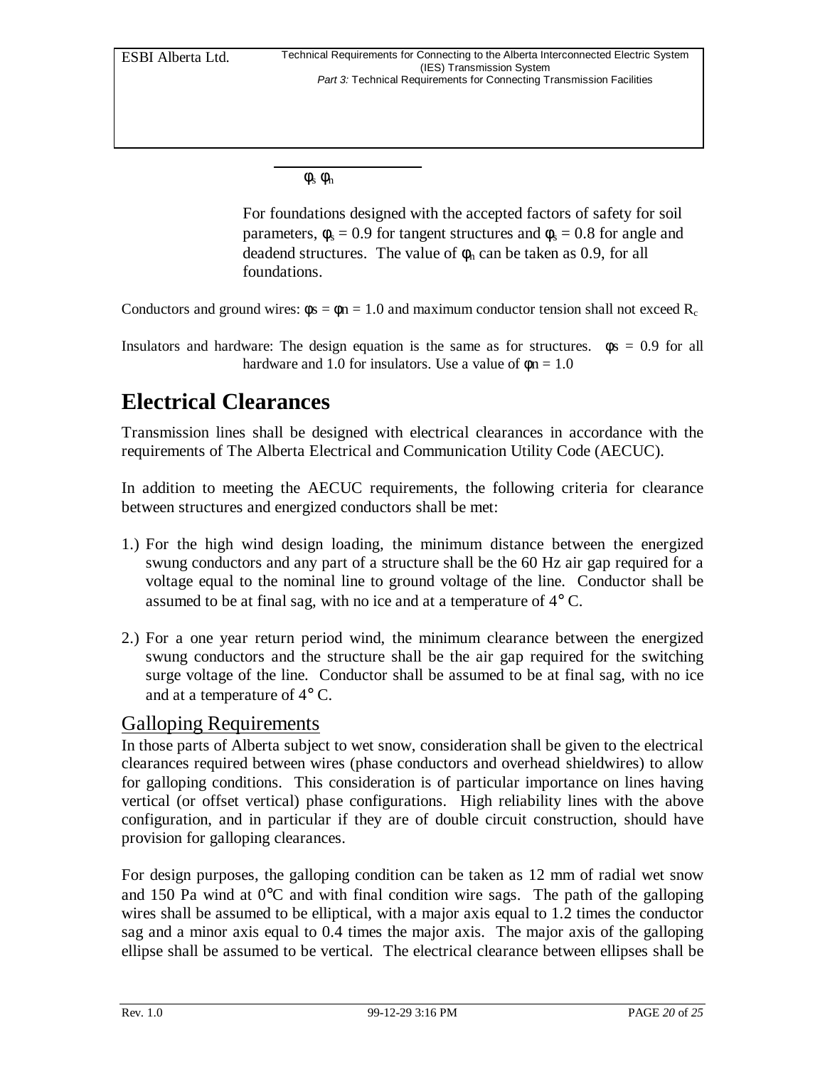$\phi_s \phi_n$

For foundations designed with the accepted factors of safety for soil parameters, $\phi_s = 0.9$ for tangent structures and $\phi_s = 0.8$ for angle and deadend structures. The value of $\phi_n$ can be taken as 0.9, for all foundations.

Conductors and ground wires: $\phi s = \phi n = 1.0$ and maximum conductor tension shall not exceed $R_c$

Insulators and hardware: The design equation is the same as for structures. $\phi s = 0.9$ for all hardware and 1.0 for insulators. Use a value of $\phi n = 1.0$

# Electrical Clearances

Transmission lines shall be designed with electrical clearances in accordance with the requirements of The Alberta Electrical and Communication Utility Code (AECUC).

In addition to meeting the AECUC requirements, the following criteria for clearance between structures and energized conductors shall be met:

1.) For the high wind design loading, the minimum distance between the energized swung conductors and any part of a structure shall be the 60 Hz air gap required for a voltage equal to the nominal line to ground voltage of the line. Conductor shall be assumed to be at final sag, with no ice and at a temperature of 4° C.

2.) For a one year return period wind, the minimum clearance between the energized swung conductors and the structure shall be the air gap required for the switching surge voltage of the line. Conductor shall be assumed to be at final sag, with no ice and at a temperature of 4° C.

## Galloping Requirements

In those parts of Alberta subject to wet snow, consideration shall be given to the electrical clearances required between wires (phase conductors and overhead shieldwires) to allow for galloping conditions. This consideration is of particular importance on lines having vertical (or offset vertical) phase configurations. High reliability lines with the above configuration, and in particular if they are of double circuit construction, should have provision for galloping clearances.

For design purposes, the galloping condition can be taken as 12 mm of radial wet snow and 150 Pa wind at 0°C and with final condition wire sags. The path of the galloping wires shall be assumed to be elliptical, with a major axis equal to 1.2 times the conductor sag and a minor axis equal to 0.4 times the major axis. The major axis of the galloping ellipse shall be assumed to be vertical. The electrical clearance between ellipses shall be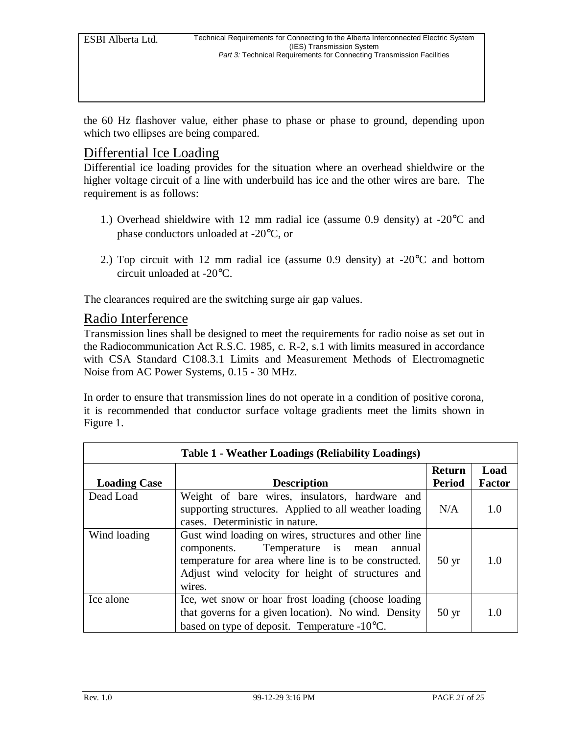the 60 Hz flashover value, either phase to phase or phase to ground, depending upon which two ellipses are being compared.

## Differential Ice Loading

Differential ice loading provides for the situation where an overhead shieldwire or the higher voltage circuit of a line with underbuild has ice and the other wires are bare. The requirement is as follows:

1.) Overhead shieldwire with 12 mm radial ice (assume 0.9 density) at -20°C and phase conductors unloaded at -20°C, or

2.) Top circuit with 12 mm radial ice (assume 0.9 density) at -20°C and bottom circuit unloaded at -20°C.

The clearances required are the switching surge air gap values.

## Radio Interference

Transmission lines shall be designed to meet the requirements for radio noise as set out in the Radiocommunication Act R.S.C. 1985, c. R-2, s.1 with limits measured in accordance with CSA Standard C108.3.1 Limits and Measurement Methods of Electromagnetic Noise from AC Power Systems, 0.15 - 30 MHz.

In order to ensure that transmission lines do not operate in a condition of positive corona, it is recommended that conductor surface voltage gradients meet the limits shown in Figure 1.

**Table 1 - Weather Loadings (Reliability Loadings)**

| Loading Case | Description | Return Period | Load Factor |
|---|---|---|---|
| Dead Load | Weight of bare wires, insulators, hardware and supporting structures. Applied to all weather loading cases. Deterministic in nature. | N/A | 1.0 |
| Wind loading | Gust wind loading on wires, structures and other line components. Temperature is mean annual temperature for area where line is to be constructed. Adjust wind velocity for height of structures and wires. | 50 yr | 1.0 |
| Ice alone | Ice, wet snow or hoar frost loading (choose loading that governs for a given location). No wind. Density based on type of deposit. Temperature -10°C. | 50 yr | 1.0 |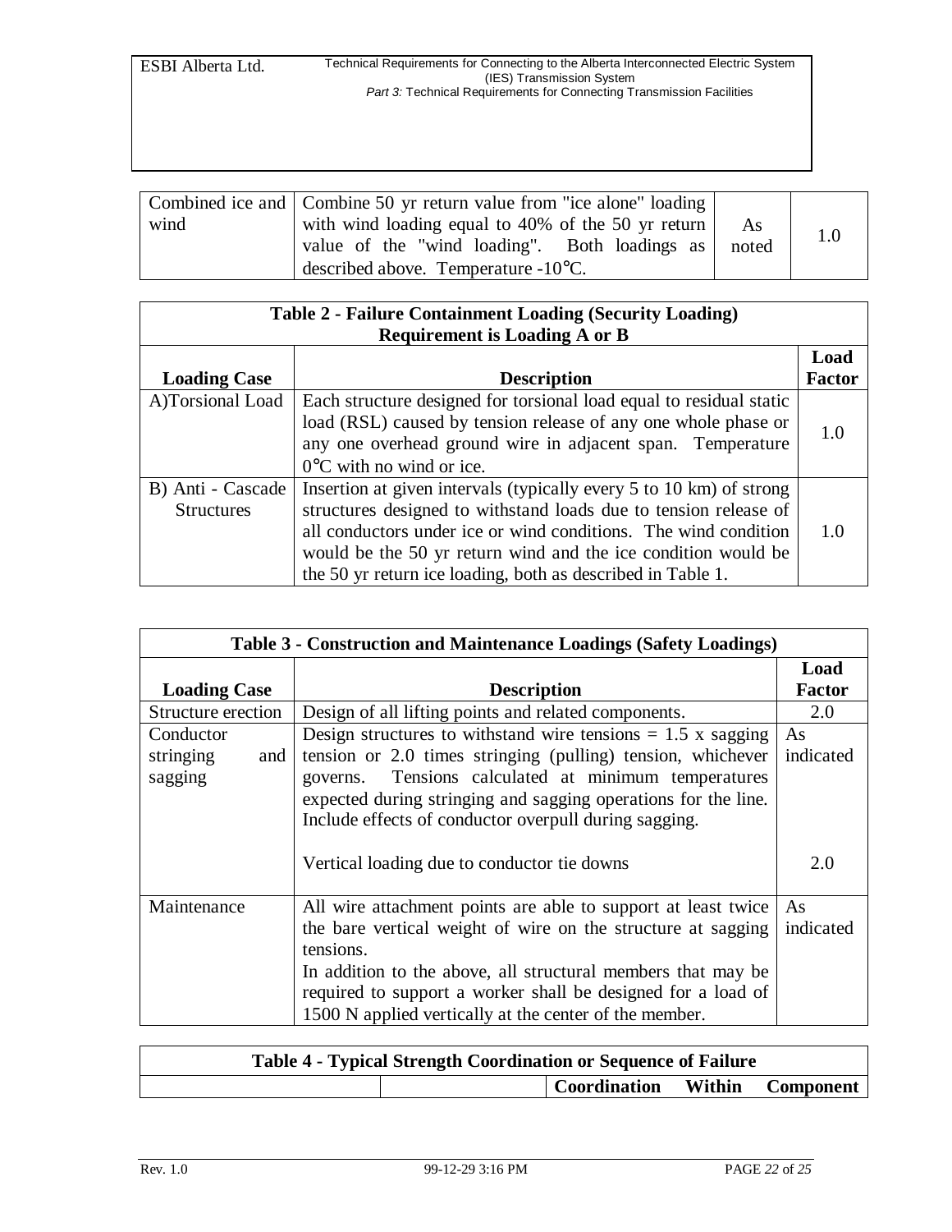| Combined ice and wind | Combine 50 yr return value from "ice alone" loading with wind loading equal to 40% of the 50 yr return value of the "wind loading". Both loadings as described above. Temperature -10°C. | As noted | 1.0 |
|---|---|---|---|

| **Table 2 - Failure Containment Loading (Security Loading) Requirement is Loading A or B** | | |
|---|---|---|
| **Loading Case** | **Description** | **Load Factor** |
| A)Torsional Load | Each structure designed for torsional load equal to residual static load (RSL) caused by tension release of any one whole phase or any one overhead ground wire in adjacent span. Temperature 0°C with no wind or ice. | 1.0 |
| B) Anti - Cascade Structures | Insertion at given intervals (typically every 5 to 10 km) of strong structures designed to withstand loads due to tension release of all conductors under ice or wind conditions. The wind condition would be the 50 yr return wind and the ice condition would be the 50 yr return ice loading, both as described in Table 1. | 1.0 |

| **Table 3 - Construction and Maintenance Loadings (Safety Loadings)** | | |
|---|---|---|
| **Loading Case** | **Description** | **Load Factor** |
| Structure erection | Design of all lifting points and related components. | 2.0 |
| Conductor stringing and sagging | Design structures to withstand wire tensions = 1.5 x sagging tension or 2.0 times stringing (pulling) tension, whichever governs. Tensions calculated at minimum temperatures expected during stringing and sagging operations for the line. Include effects of conductor overpull during sagging.<br><br>Vertical loading due to conductor tie downs | As indicated<br><br>2.0 |
| Maintenance | All wire attachment points are able to support at least twice the bare vertical weight of wire on the structure at sagging tensions.<br>In addition to the above, all structural members that may be required to support a worker shall be designed for a load of 1500 N applied vertically at the center of the member. | As indicated |

| **Table 4 - Typical Strength Coordination or Sequence of Failure** | | |
|---|---|---|
| | | **Coordination Within Component** |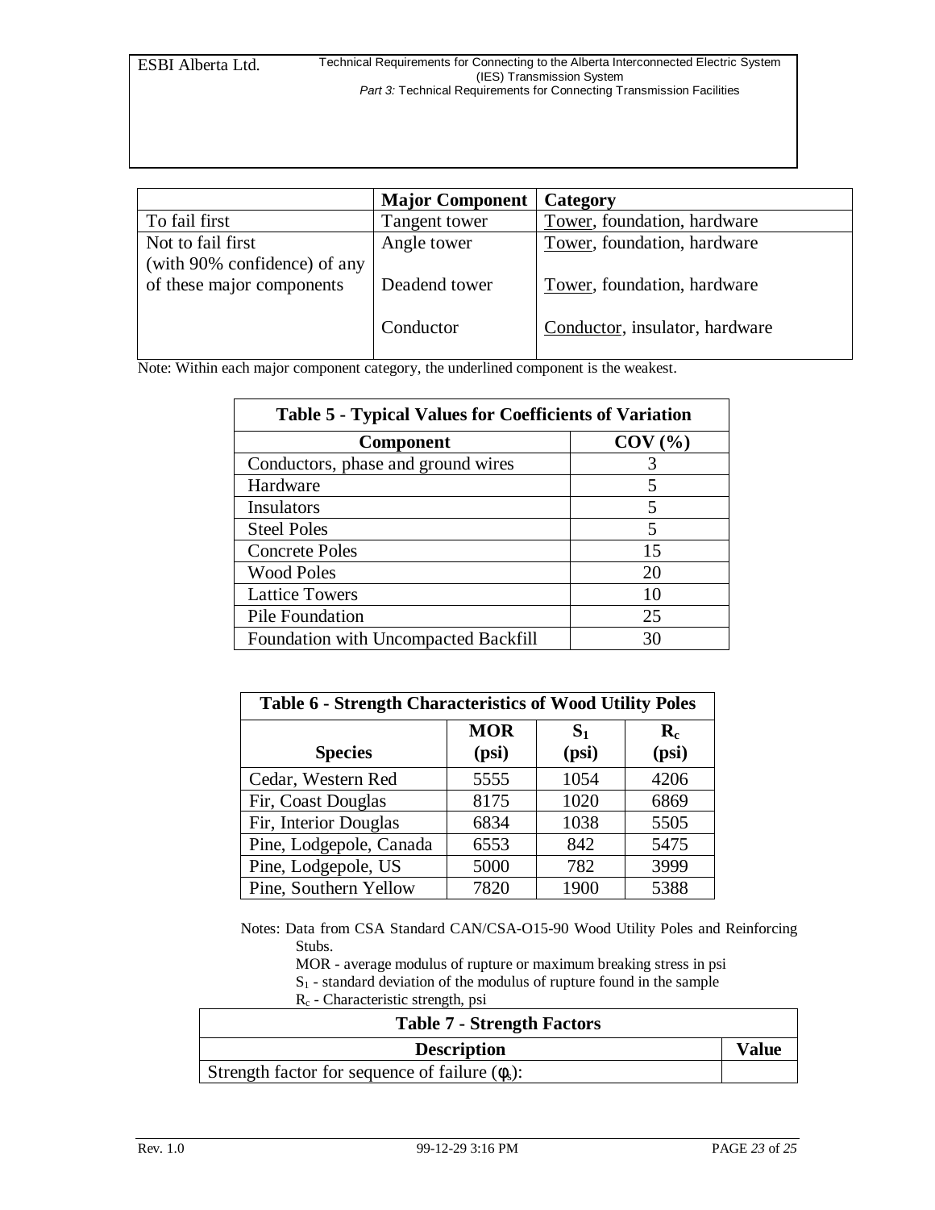| | Major Component | Category |
|---|---|---|
| To fail first | Tangent tower | <u>Tower</u>, foundation, hardware |
| Not to fail first (with 90% confidence) of any of these major components | Angle tower | <u>Tower</u>, foundation, hardware |
| | Deadend tower | <u>Tower</u>, foundation, hardware |
| | Conductor | <u>Conductor</u>, insulator, hardware |

Note: Within each major component category, the underlined component is the weakest.

| Table 5 - Typical Values for Coefficients of Variation | |
|---|---|
| **Component** | **COV (%)** |
| Conductors, phase and ground wires | 3 |
| Hardware | 5 |
| Insulators | 5 |
| Steel Poles | 5 |
| Concrete Poles | 15 |
| Wood Poles | 20 |
| Lattice Towers | 10 |
| Pile Foundation | 25 |
| Foundation with Uncompacted Backfill | 30 |

| Table 6 - Strength Characteristics of Wood Utility Poles | | | |
|---|---|---|---|
| **Species** | **MOR (psi)** | **$S_1$ (psi)** | **$R_c$ (psi)** |
| Cedar, Western Red | 5555 | 1054 | 4206 |
| Fir, Coast Douglas | 8175 | 1020 | 6869 |
| Fir, Interior Douglas | 6834 | 1038 | 5505 |
| Pine, Lodgepole, Canada | 6553 | 842 | 5475 |
| Pine, Lodgepole, US | 5000 | 782 | 3999 |
| Pine, Southern Yellow | 7820 | 1900 | 5388 |

Notes: Data from CSA Standard CAN/CSA-O15-90 Wood Utility Poles and Reinforcing Stubs.
MOR - average modulus of rupture or maximum breaking stress in psi
$S_1$ - standard deviation of the modulus of rupture found in the sample
$R_c$ - Characteristic strength, psi

| Table 7 - Strength Factors | |
|---|---|
| **Description** | **Value** |
| Strength factor for sequence of failure ($\phi_s$): | |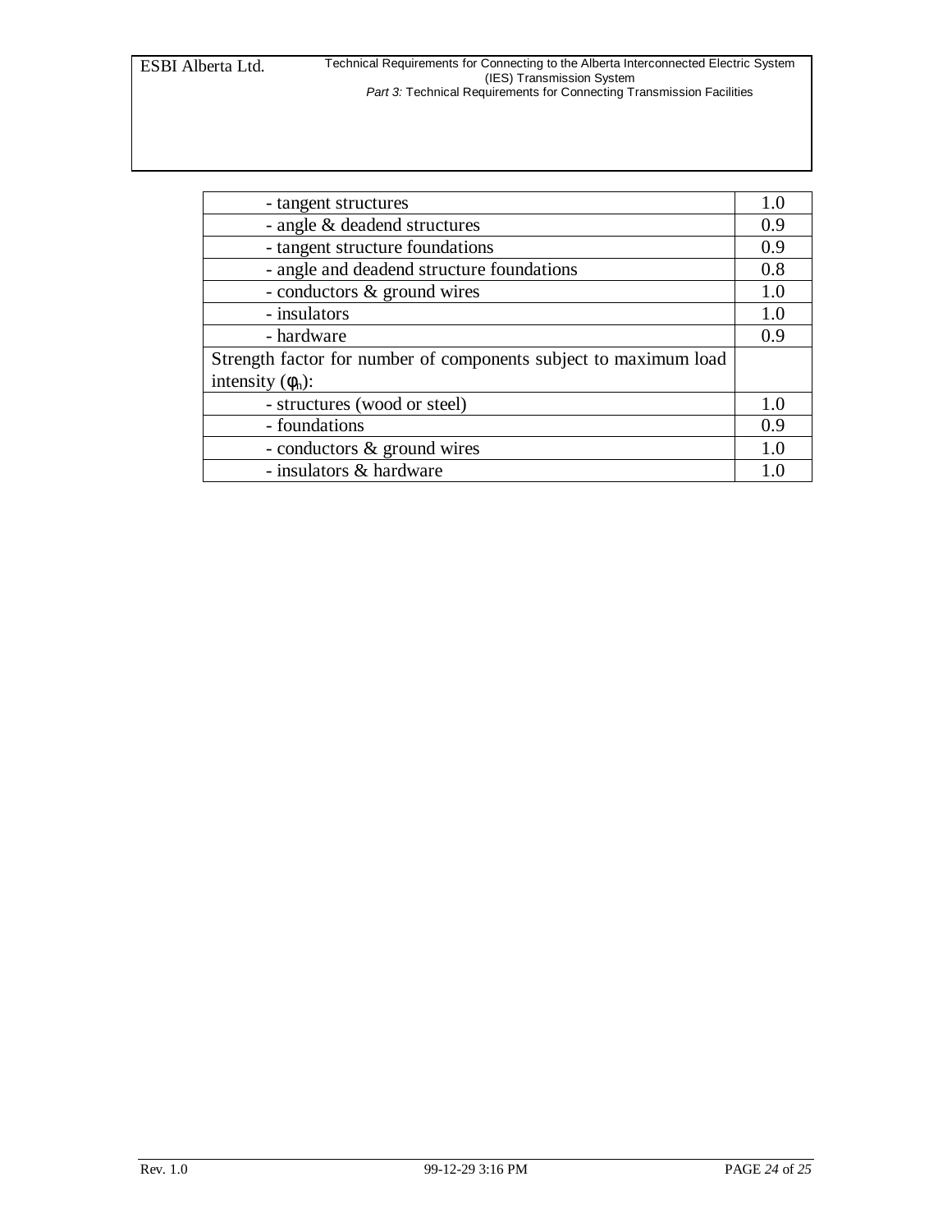| | |
|---|---|
| - tangent structures | 1.0 |
| - angle & deadend structures | 0.9 |
| - tangent structure foundations | 0.9 |
| - angle and deadend structure foundations | 0.8 |
| - conductors & ground wires | 1.0 |
| - insulators | 1.0 |
| - hardware | 0.9 |
| Strength factor for number of components subject to maximum load intensity ($\phi_n$): | |
| - structures (wood or steel) | 1.0 |
| - foundations | 0.9 |
| - conductors & ground wires | 1.0 |
| - insulators & hardware | 1.0 |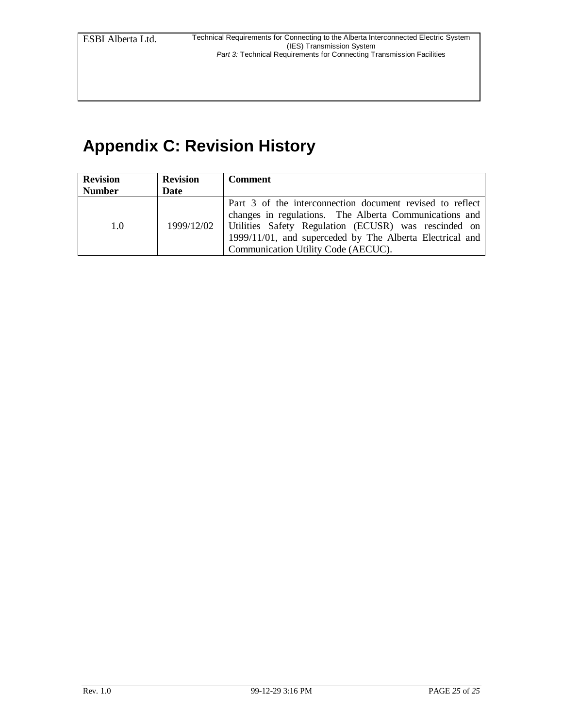# Appendix C: Revision History

| Revision Number | Revision Date | Comment |
|---|---|---|
| 1.0 | 1999/12/02 | Part 3 of the interconnection document revised to reflect changes in regulations. The Alberta Communications and Utilities Safety Regulation (ECUSR) was rescinded on 1999/11/01, and superceded by The Alberta Electrical and Communication Utility Code (AECUC). |